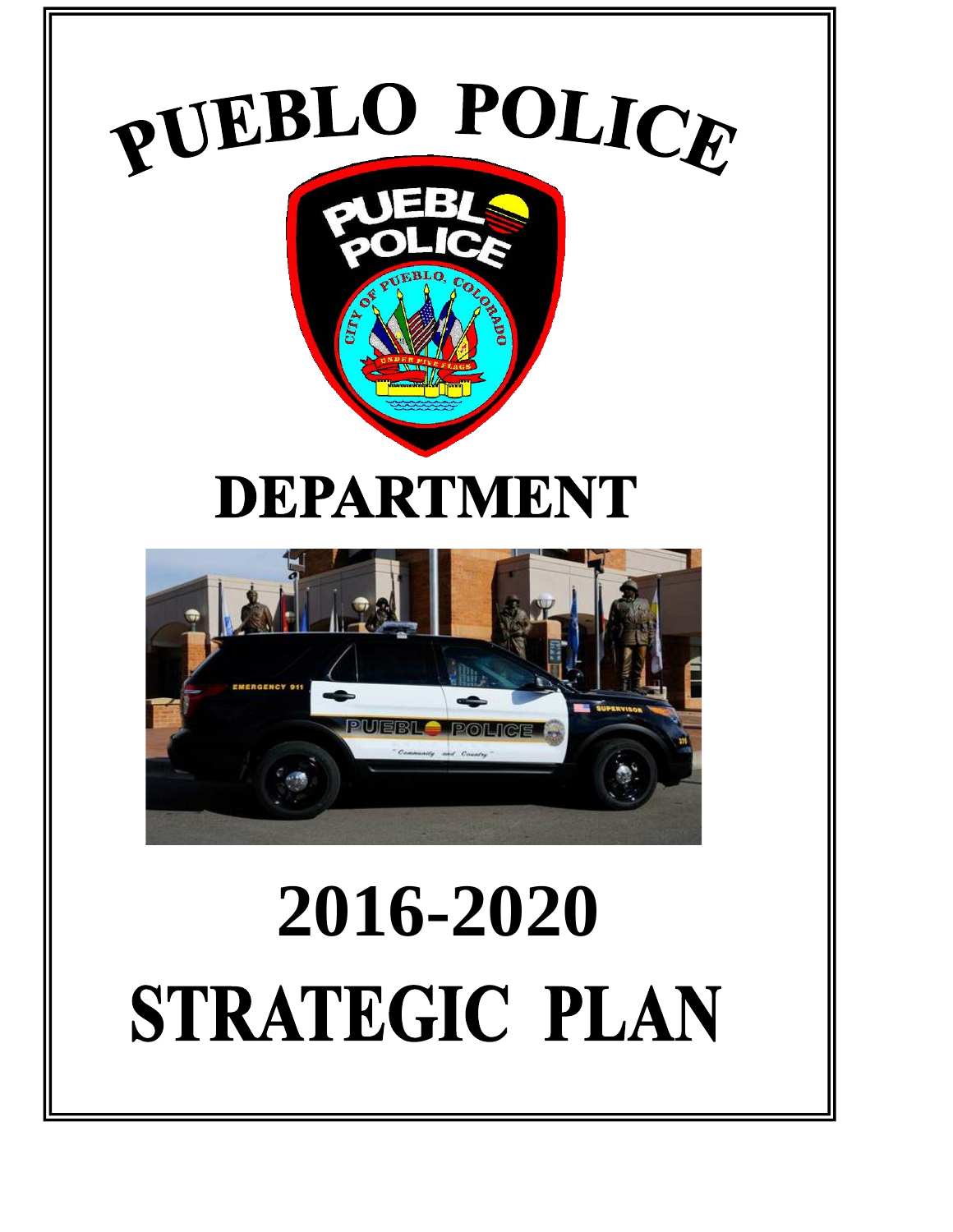# PUEBLO POLICE

# DEPARTMENT

# 2016-2020

# STRATEGIC PLAN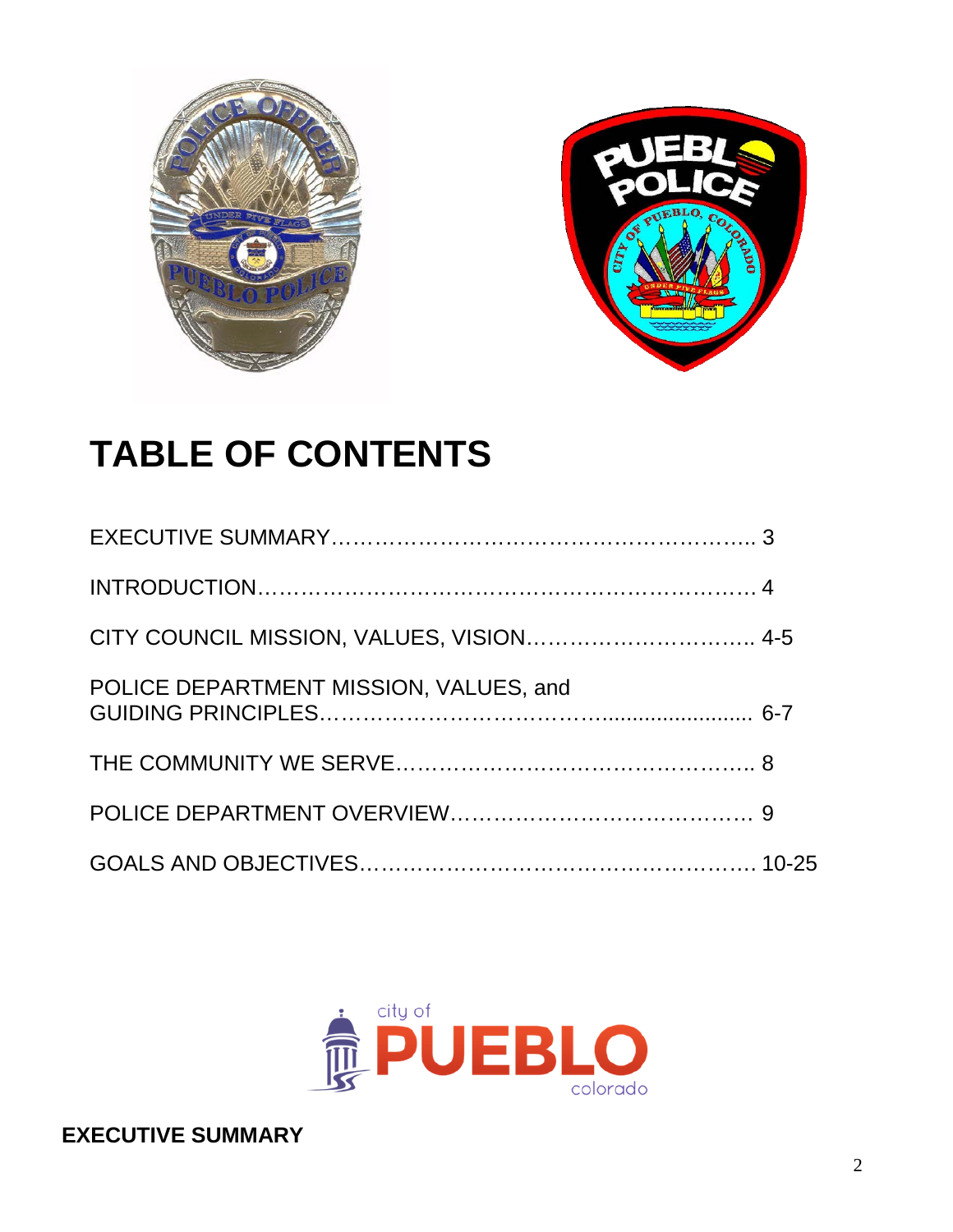# TABLE OF CONTENTS

EXECUTIVE SUMMARY………………………………………………….. 3

INTRODUCTION…………………………………………………………. 4

CITY COUNCIL MISSION, VALUES, VISION………………………….. 4-5

POLICE DEPARTMENT MISSION, VALUES, and GUIDING PRINCIPLES…………………………….......................... 6-7

THE COMMUNITY WE SERVE………………………………………….. 8

POLICE DEPARTMENT OVERVIEW…………………………………. 9

GOALS AND OBJECTIVES………………………………………………. 10-25

**EXECUTIVE SUMMARY**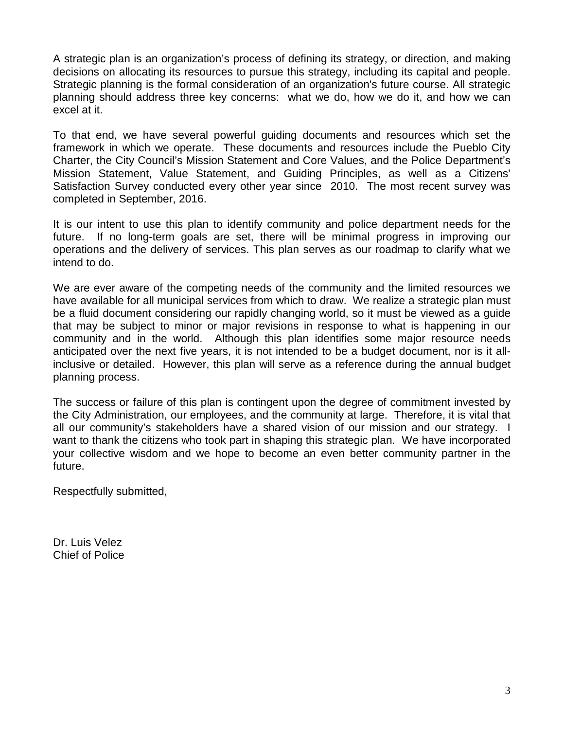A strategic plan is an organization's process of defining its strategy, or direction, and making decisions on allocating its resources to pursue this strategy, including its capital and people. Strategic planning is the formal consideration of an organization's future course. All strategic planning should address three key concerns: what we do, how we do it, and how we can excel at it.

To that end, we have several powerful guiding documents and resources which set the framework in which we operate. These documents and resources include the Pueblo City Charter, the City Council's Mission Statement and Core Values, and the Police Department's Mission Statement, Value Statement, and Guiding Principles, as well as a Citizens' Satisfaction Survey conducted every other year since 2010. The most recent survey was completed in September, 2016.

It is our intent to use this plan to identify community and police department needs for the future. If no long-term goals are set, there will be minimal progress in improving our operations and the delivery of services. This plan serves as our roadmap to clarify what we intend to do.

We are ever aware of the competing needs of the community and the limited resources we have available for all municipal services from which to draw. We realize a strategic plan must be a fluid document considering our rapidly changing world, so it must be viewed as a guide that may be subject to minor or major revisions in response to what is happening in our community and in the world. Although this plan identifies some major resource needs anticipated over the next five years, it is not intended to be a budget document, nor is it all-inclusive or detailed. However, this plan will serve as a reference during the annual budget planning process.

The success or failure of this plan is contingent upon the degree of commitment invested by the City Administration, our employees, and the community at large. Therefore, it is vital that all our community's stakeholders have a shared vision of our mission and our strategy. I want to thank the citizens who took part in shaping this strategic plan. We have incorporated your collective wisdom and we hope to become an even better community partner in the future.

Respectfully submitted,

Dr. Luis Velez
Chief of Police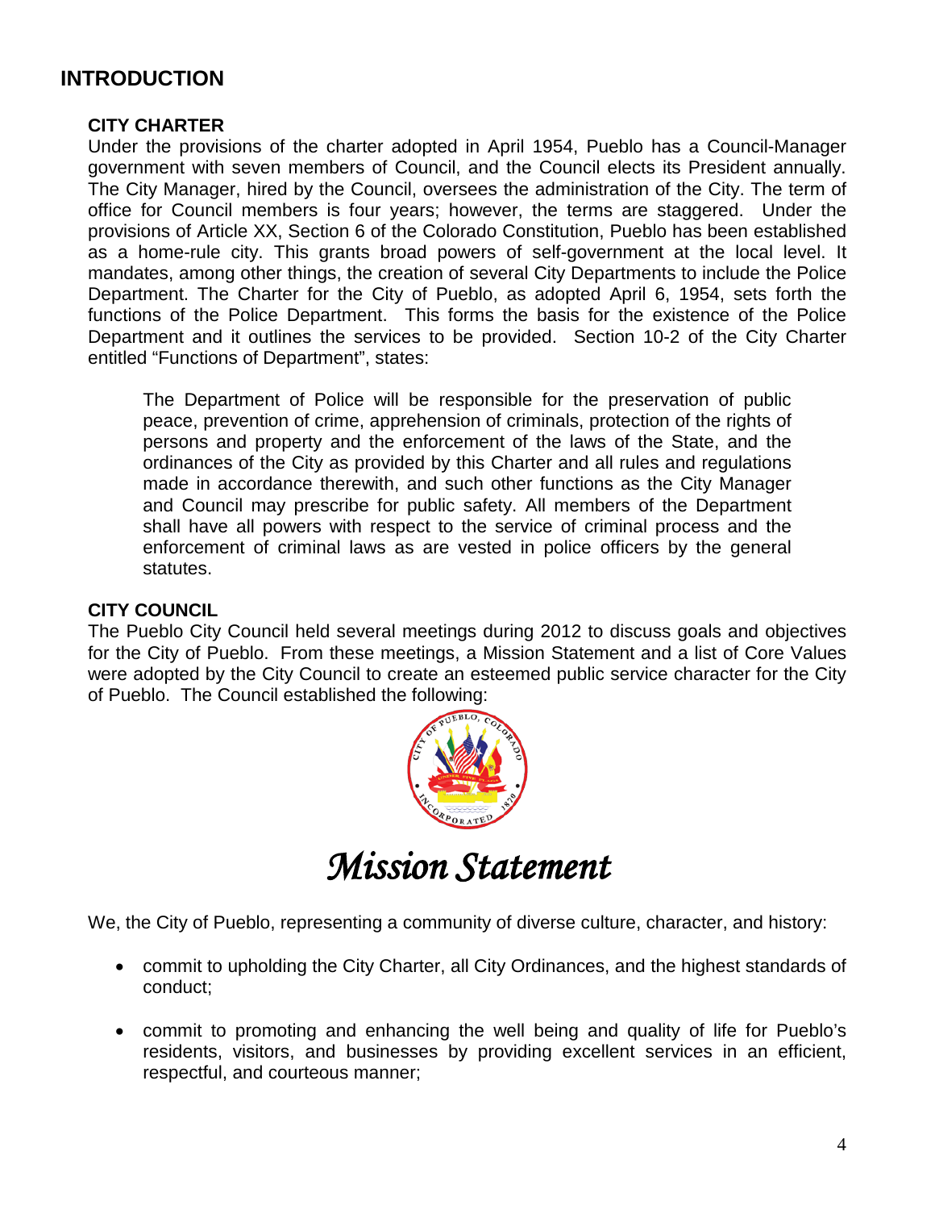## INTRODUCTION

### CITY CHARTER

Under the provisions of the charter adopted in April 1954, Pueblo has a Council-Manager government with seven members of Council, and the Council elects its President annually. The City Manager, hired by the Council, oversees the administration of the City. The term of office for Council members is four years; however, the terms are staggered. Under the provisions of Article XX, Section 6 of the Colorado Constitution, Pueblo has been established as a home-rule city. This grants broad powers of self-government at the local level. It mandates, among other things, the creation of several City Departments to include the Police Department. The Charter for the City of Pueblo, as adopted April 6, 1954, sets forth the functions of the Police Department. This forms the basis for the existence of the Police Department and it outlines the services to be provided. Section 10-2 of the City Charter entitled "Functions of Department", states:

> The Department of Police will be responsible for the preservation of public peace, prevention of crime, apprehension of criminals, protection of the rights of persons and property and the enforcement of the laws of the State, and the ordinances of the City as provided by this Charter and all rules and regulations made in accordance therewith, and such other functions as the City Manager and Council may prescribe for public safety. All members of the Department shall have all powers with respect to the service of criminal process and the enforcement of criminal laws as are vested in police officers by the general statutes.

### CITY COUNCIL

The Pueblo City Council held several meetings during 2012 to discuss goals and objectives for the City of Pueblo. From these meetings, a Mission Statement and a list of Core Values were adopted by the City Council to create an esteemed public service character for the City of Pueblo. The Council established the following:

# *Mission Statement*

We, the City of Pueblo, representing a community of diverse culture, character, and history:

- commit to upholding the City Charter, all City Ordinances, and the highest standards of conduct;
- commit to promoting and enhancing the well being and quality of life for Pueblo's residents, visitors, and businesses by providing excellent services in an efficient, respectful, and courteous manner;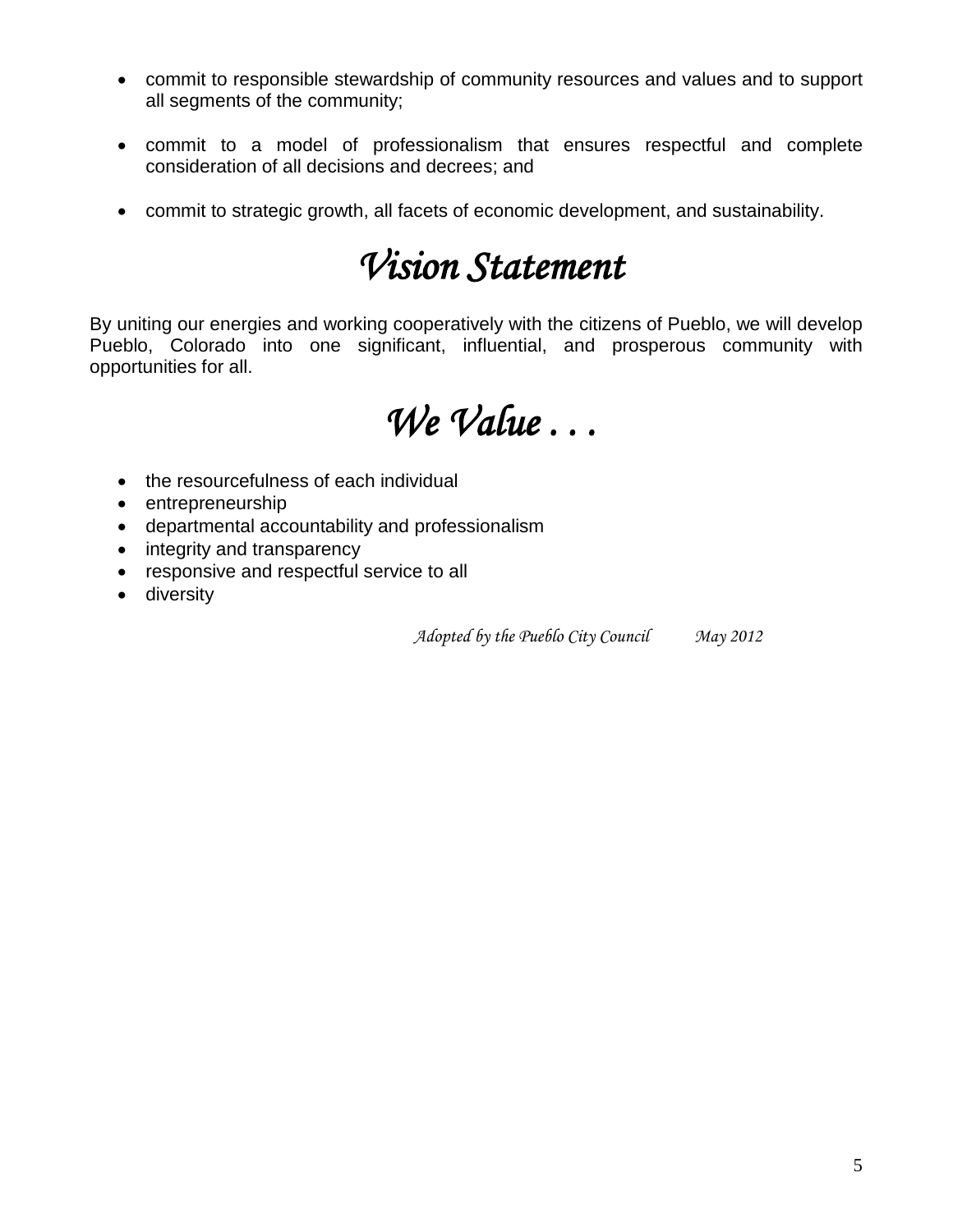- commit to responsible stewardship of community resources and values and to support all segments of the community;
- commit to a model of professionalism that ensures respectful and complete consideration of all decisions and decrees; and
- commit to strategic growth, all facets of economic development, and sustainability.

# *Vision Statement*

By uniting our energies and working cooperatively with the citizens of Pueblo, we will develop Pueblo, Colorado into one significant, influential, and prosperous community with opportunities for all.

# *We Value . . .*

- the resourcefulness of each individual
- entrepreneurship
- departmental accountability and professionalism
- integrity and transparency
- responsive and respectful service to all
- diversity

*Adopted by the Pueblo City Council May 2012*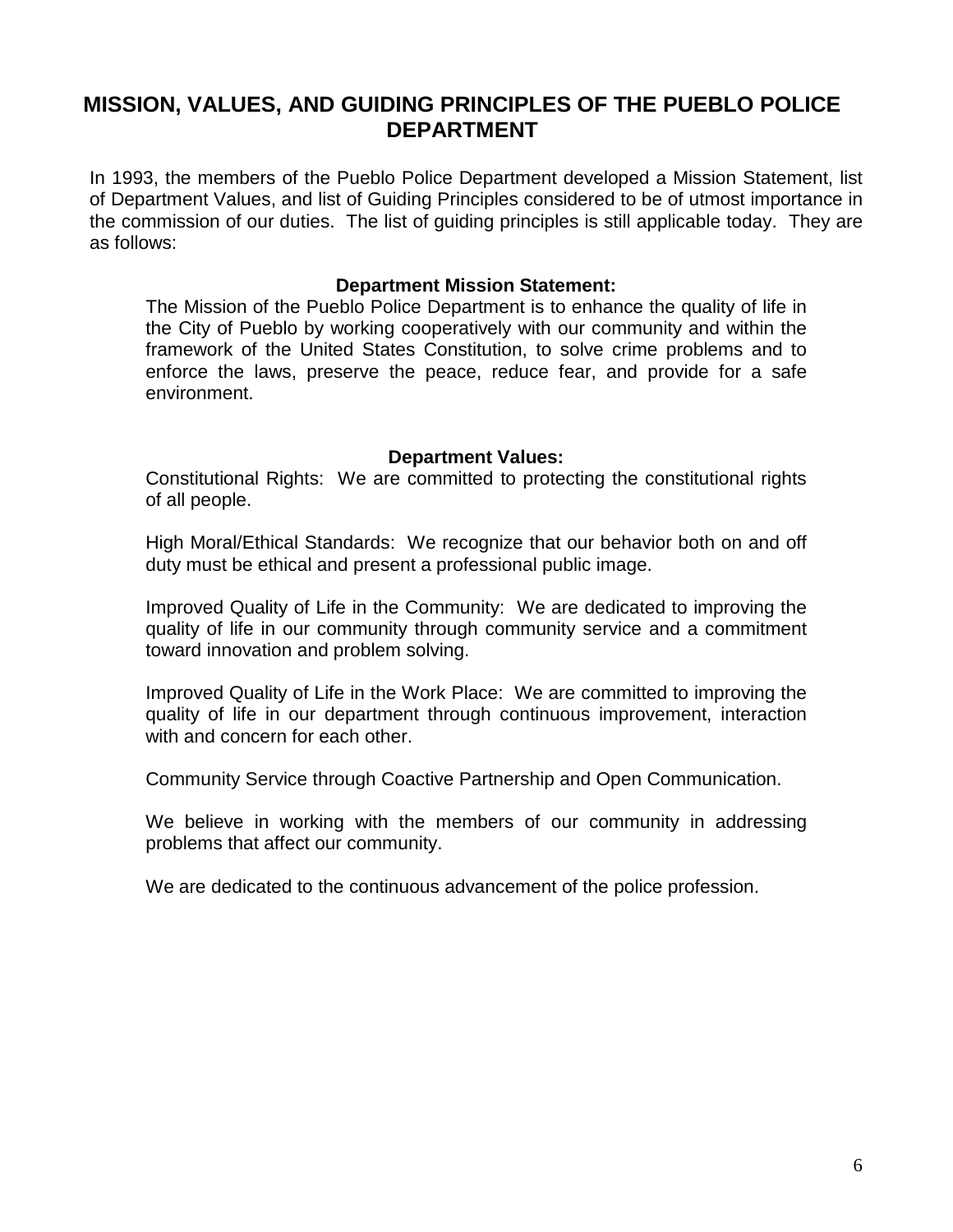## MISSION, VALUES, AND GUIDING PRINCIPLES OF THE PUEBLO POLICE DEPARTMENT

In 1993, the members of the Pueblo Police Department developed a Mission Statement, list of Department Values, and list of Guiding Principles considered to be of utmost importance in the commission of our duties. The list of guiding principles is still applicable today. They are as follows:

**Department Mission Statement:**

The Mission of the Pueblo Police Department is to enhance the quality of life in the City of Pueblo by working cooperatively with our community and within the framework of the United States Constitution, to solve crime problems and to enforce the laws, preserve the peace, reduce fear, and provide for a safe environment.

**Department Values:**

Constitutional Rights: We are committed to protecting the constitutional rights of all people.

High Moral/Ethical Standards: We recognize that our behavior both on and off duty must be ethical and present a professional public image.

Improved Quality of Life in the Community: We are dedicated to improving the quality of life in our community through community service and a commitment toward innovation and problem solving.

Improved Quality of Life in the Work Place: We are committed to improving the quality of life in our department through continuous improvement, interaction with and concern for each other.

Community Service through Coactive Partnership and Open Communication.

We believe in working with the members of our community in addressing problems that affect our community.

We are dedicated to the continuous advancement of the police profession.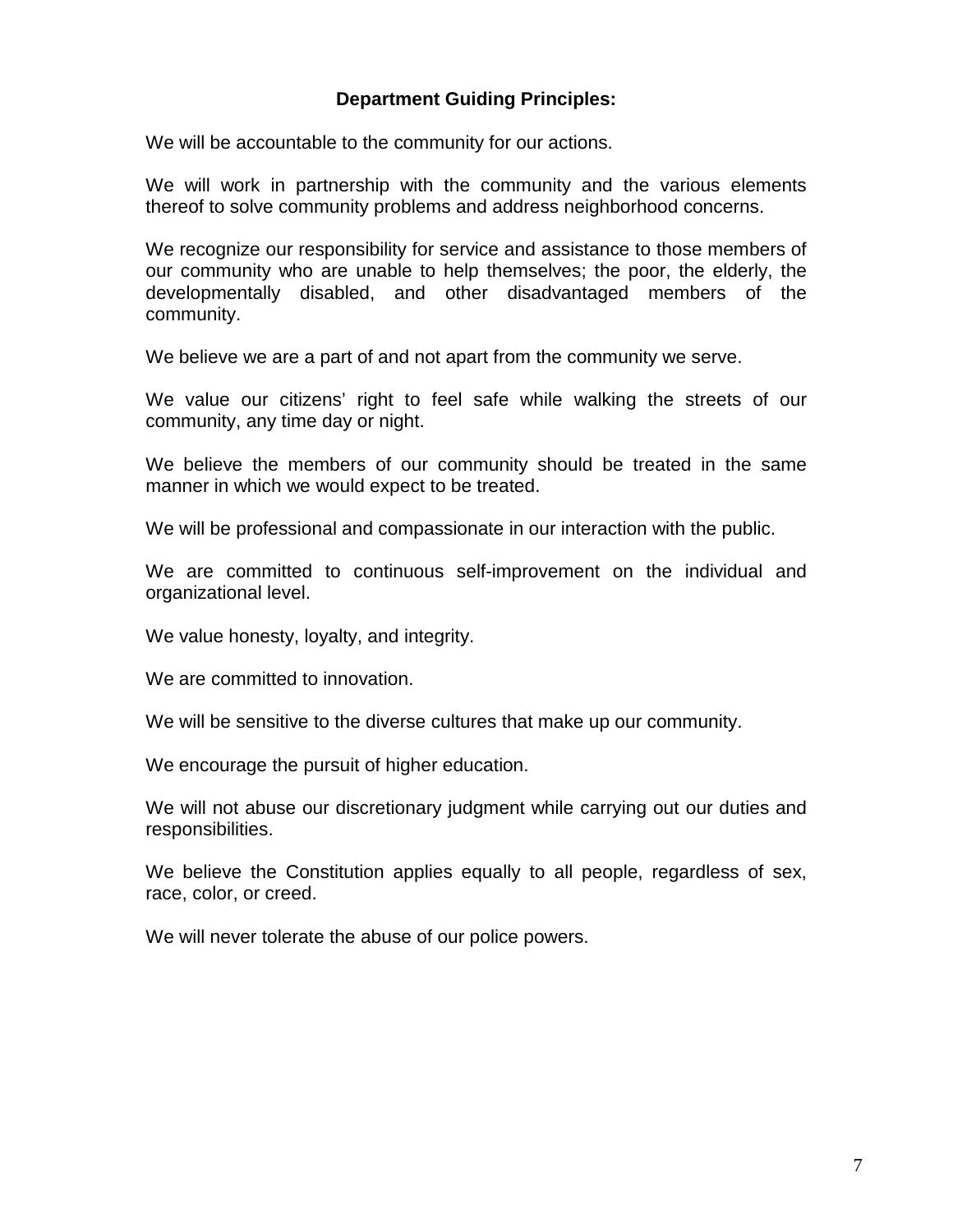**Department Guiding Principles:**

We will be accountable to the community for our actions.

We will work in partnership with the community and the various elements thereof to solve community problems and address neighborhood concerns.

We recognize our responsibility for service and assistance to those members of our community who are unable to help themselves; the poor, the elderly, the developmentally disabled, and other disadvantaged members of the community.

We believe we are a part of and not apart from the community we serve.

We value our citizens' right to feel safe while walking the streets of our community, any time day or night.

We believe the members of our community should be treated in the same manner in which we would expect to be treated.

We will be professional and compassionate in our interaction with the public.

We are committed to continuous self-improvement on the individual and organizational level.

We value honesty, loyalty, and integrity.

We are committed to innovation.

We will be sensitive to the diverse cultures that make up our community.

We encourage the pursuit of higher education.

We will not abuse our discretionary judgment while carrying out our duties and responsibilities.

We believe the Constitution applies equally to all people, regardless of sex, race, color, or creed.

We will never tolerate the abuse of our police powers.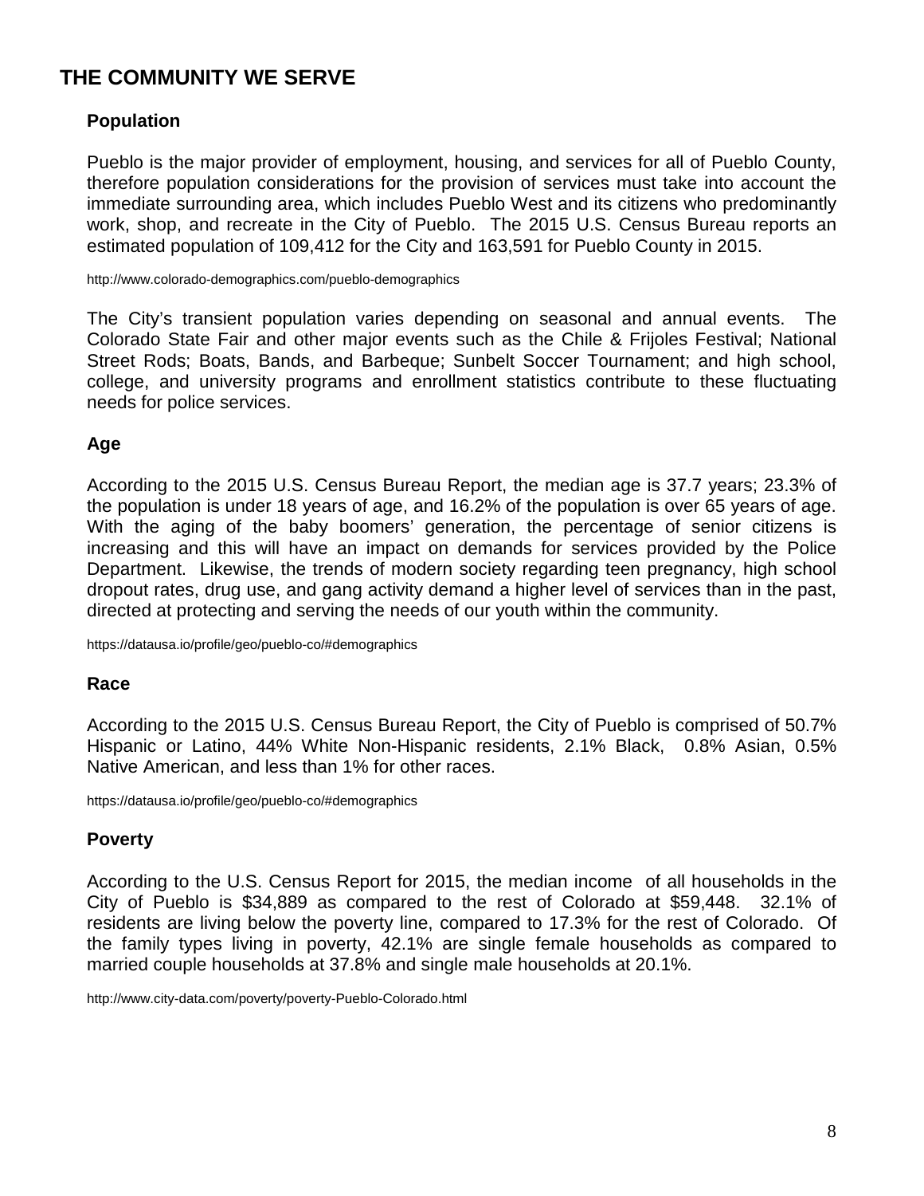# THE COMMUNITY WE SERVE

## Population

Pueblo is the major provider of employment, housing, and services for all of Pueblo County, therefore population considerations for the provision of services must take into account the immediate surrounding area, which includes Pueblo West and its citizens who predominantly work, shop, and recreate in the City of Pueblo. The 2015 U.S. Census Bureau reports an estimated population of 109,412 for the City and 163,591 for Pueblo County in 2015.

http://www.colorado-demographics.com/pueblo-demographics

The City's transient population varies depending on seasonal and annual events. The Colorado State Fair and other major events such as the Chile & Frijoles Festival; National Street Rods; Boats, Bands, and Barbeque; Sunbelt Soccer Tournament; and high school, college, and university programs and enrollment statistics contribute to these fluctuating needs for police services.

## Age

According to the 2015 U.S. Census Bureau Report, the median age is 37.7 years; 23.3% of the population is under 18 years of age, and 16.2% of the population is over 65 years of age. With the aging of the baby boomers' generation, the percentage of senior citizens is increasing and this will have an impact on demands for services provided by the Police Department. Likewise, the trends of modern society regarding teen pregnancy, high school dropout rates, drug use, and gang activity demand a higher level of services than in the past, directed at protecting and serving the needs of our youth within the community.

https://datausa.io/profile/geo/pueblo-co/#demographics

## Race

According to the 2015 U.S. Census Bureau Report, the City of Pueblo is comprised of 50.7% Hispanic or Latino, 44% White Non-Hispanic residents, 2.1% Black, 0.8% Asian, 0.5% Native American, and less than 1% for other races.

https://datausa.io/profile/geo/pueblo-co/#demographics

## Poverty

According to the U.S. Census Report for 2015, the median income of all households in the City of Pueblo is $34,889 as compared to the rest of Colorado at $59,448. 32.1% of residents are living below the poverty line, compared to 17.3% for the rest of Colorado. Of the family types living in poverty, 42.1% are single female households as compared to married couple households at 37.8% and single male households at 20.1%.

http://www.city-data.com/poverty/poverty-Pueblo-Colorado.html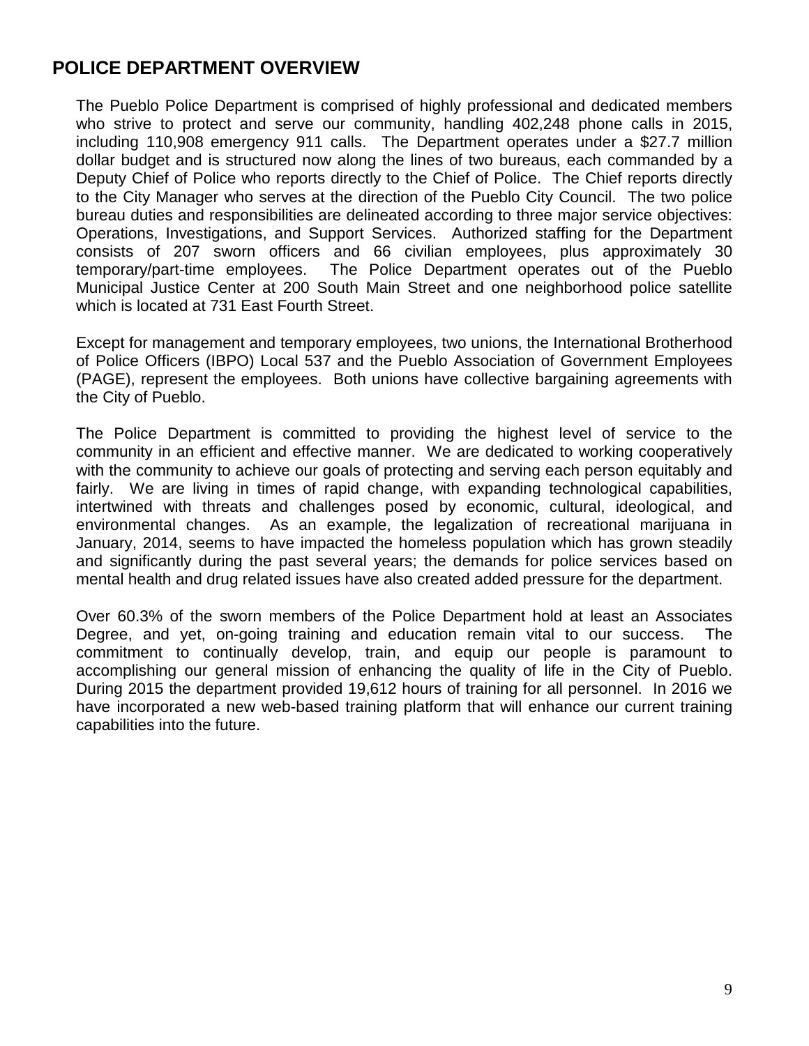## POLICE DEPARTMENT OVERVIEW

The Pueblo Police Department is comprised of highly professional and dedicated members who strive to protect and serve our community, handling 402,248 phone calls in 2015, including 110,908 emergency 911 calls. The Department operates under a $27.7 million dollar budget and is structured now along the lines of two bureaus, each commanded by a Deputy Chief of Police who reports directly to the Chief of Police. The Chief reports directly to the City Manager who serves at the direction of the Pueblo City Council. The two police bureau duties and responsibilities are delineated according to three major service objectives: Operations, Investigations, and Support Services. Authorized staffing for the Department consists of 207 sworn officers and 66 civilian employees, plus approximately 30 temporary/part-time employees. The Police Department operates out of the Pueblo Municipal Justice Center at 200 South Main Street and one neighborhood police satellite which is located at 731 East Fourth Street.

Except for management and temporary employees, two unions, the International Brotherhood of Police Officers (IBPO) Local 537 and the Pueblo Association of Government Employees (PAGE), represent the employees. Both unions have collective bargaining agreements with the City of Pueblo.

The Police Department is committed to providing the highest level of service to the community in an efficient and effective manner. We are dedicated to working cooperatively with the community to achieve our goals of protecting and serving each person equitably and fairly. We are living in times of rapid change, with expanding technological capabilities, intertwined with threats and challenges posed by economic, cultural, ideological, and environmental changes. As an example, the legalization of recreational marijuana in January, 2014, seems to have impacted the homeless population which has grown steadily and significantly during the past several years; the demands for police services based on mental health and drug related issues have also created added pressure for the department.

Over 60.3% of the sworn members of the Police Department hold at least an Associates Degree, and yet, on-going training and education remain vital to our success. The commitment to continually develop, train, and equip our people is paramount to accomplishing our general mission of enhancing the quality of life in the City of Pueblo. During 2015 the department provided 19,612 hours of training for all personnel. In 2016 we have incorporated a new web-based training platform that will enhance our current training capabilities into the future.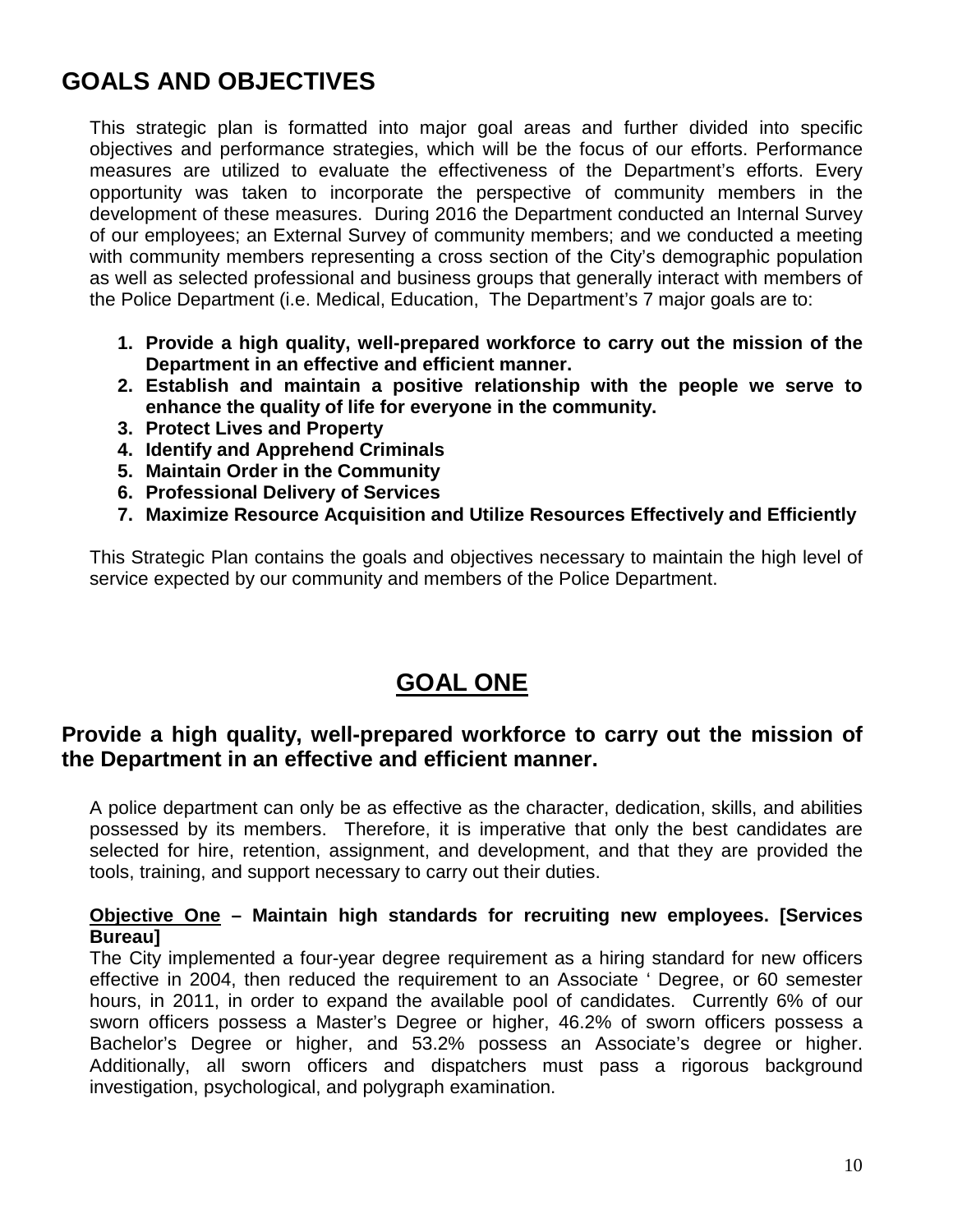# GOALS AND OBJECTIVES

This strategic plan is formatted into major goal areas and further divided into specific objectives and performance strategies, which will be the focus of our efforts. Performance measures are utilized to evaluate the effectiveness of the Department's efforts. Every opportunity was taken to incorporate the perspective of community members in the development of these measures. During 2016 the Department conducted an Internal Survey of our employees; an External Survey of community members; and we conducted a meeting with community members representing a cross section of the City's demographic population as well as selected professional and business groups that generally interact with members of the Police Department (i.e. Medical, Education, The Department's 7 major goals are to:

1. **Provide a high quality, well-prepared workforce to carry out the mission of the Department in an effective and efficient manner.**
2. **Establish and maintain a positive relationship with the people we serve to enhance the quality of life for everyone in the community.**
3. **Protect Lives and Property**
4. **Identify and Apprehend Criminals**
5. **Maintain Order in the Community**
6. **Professional Delivery of Services**
7. **Maximize Resource Acquisition and Utilize Resources Effectively and Efficiently**

This Strategic Plan contains the goals and objectives necessary to maintain the high level of service expected by our community and members of the Police Department.

## GOAL ONE

### Provide a high quality, well-prepared workforce to carry out the mission of the Department in an effective and efficient manner.

A police department can only be as effective as the character, dedication, skills, and abilities possessed by its members. Therefore, it is imperative that only the best candidates are selected for hire, retention, assignment, and development, and that they are provided the tools, training, and support necessary to carry out their duties.

**Objective One – Maintain high standards for recruiting new employees. [Services Bureau]**

The City implemented a four-year degree requirement as a hiring standard for new officers effective in 2004, then reduced the requirement to an Associate ' Degree, or 60 semester hours, in 2011, in order to expand the available pool of candidates. Currently 6% of our sworn officers possess a Master's Degree or higher, 46.2% of sworn officers possess a Bachelor's Degree or higher, and 53.2% possess an Associate's degree or higher. Additionally, all sworn officers and dispatchers must pass a rigorous background investigation, psychological, and polygraph examination.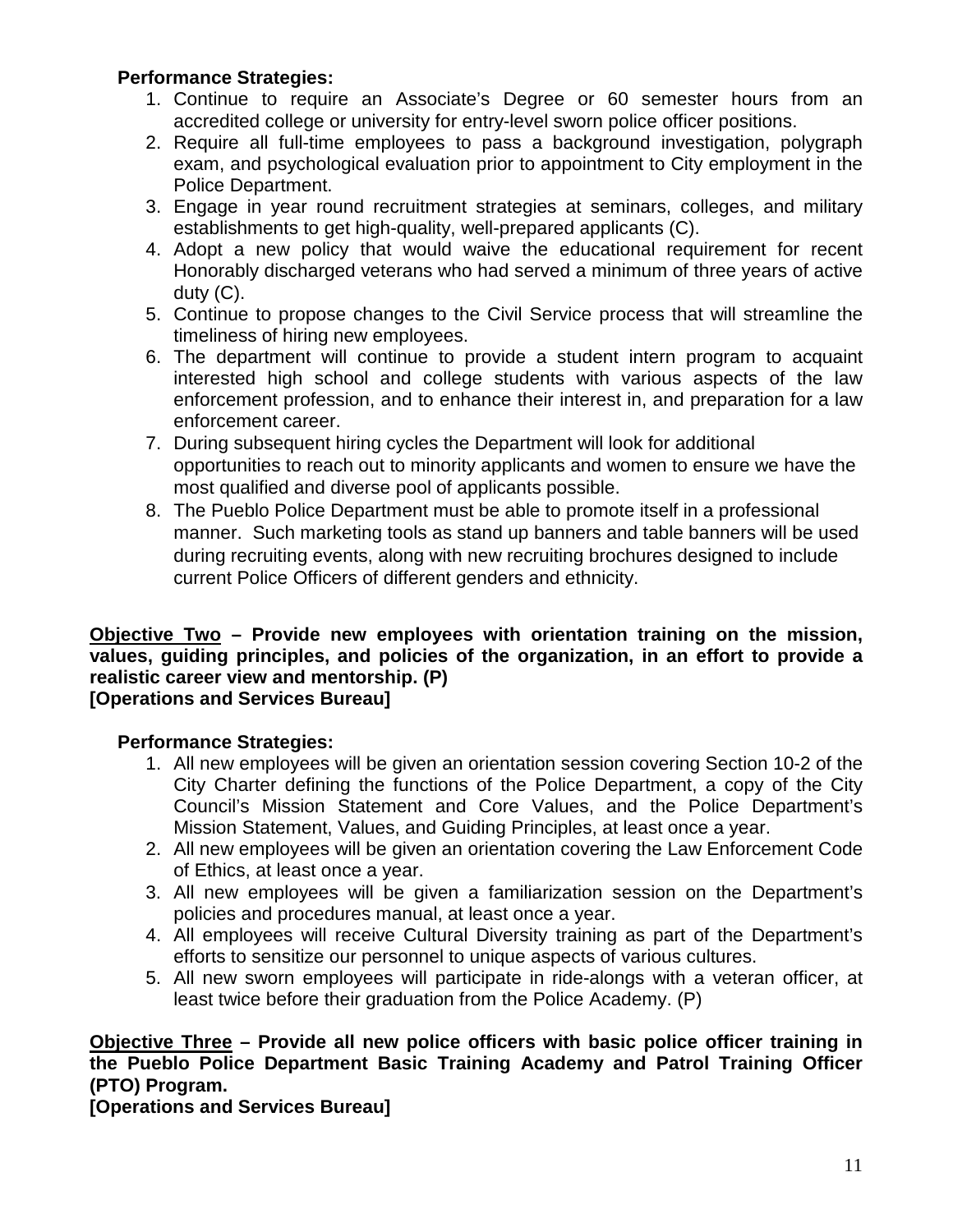**Performance Strategies:**

1. Continue to require an Associate's Degree or 60 semester hours from an accredited college or university for entry-level sworn police officer positions.
2. Require all full-time employees to pass a background investigation, polygraph exam, and psychological evaluation prior to appointment to City employment in the Police Department.
3. Engage in year round recruitment strategies at seminars, colleges, and military establishments to get high-quality, well-prepared applicants (C).
4. Adopt a new policy that would waive the educational requirement for recent Honorably discharged veterans who had served a minimum of three years of active duty (C).
5. Continue to propose changes to the Civil Service process that will streamline the timeliness of hiring new employees.
6. The department will continue to provide a student intern program to acquaint interested high school and college students with various aspects of the law enforcement profession, and to enhance their interest in, and preparation for a law enforcement career.
7. During subsequent hiring cycles the Department will look for additional opportunities to reach out to minority applicants and women to ensure we have the most qualified and diverse pool of applicants possible.
8. The Pueblo Police Department must be able to promote itself in a professional manner. Such marketing tools as stand up banners and table banners will be used during recruiting events, along with new recruiting brochures designed to include current Police Officers of different genders and ethnicity.

**Objective Two – Provide new employees with orientation training on the mission, values, guiding principles, and policies of the organization, in an effort to provide a realistic career view and mentorship. (P)**
**[Operations and Services Bureau]**

**Performance Strategies:**

1. All new employees will be given an orientation session covering Section 10-2 of the City Charter defining the functions of the Police Department, a copy of the City Council's Mission Statement and Core Values, and the Police Department's Mission Statement, Values, and Guiding Principles, at least once a year.
2. All new employees will be given an orientation covering the Law Enforcement Code of Ethics, at least once a year.
3. All new employees will be given a familiarization session on the Department's policies and procedures manual, at least once a year.
4. All employees will receive Cultural Diversity training as part of the Department's efforts to sensitize our personnel to unique aspects of various cultures.
5. All new sworn employees will participate in ride-alongs with a veteran officer, at least twice before their graduation from the Police Academy. (P)

**Objective Three – Provide all new police officers with basic police officer training in the Pueblo Police Department Basic Training Academy and Patrol Training Officer (PTO) Program.**
**[Operations and Services Bureau]**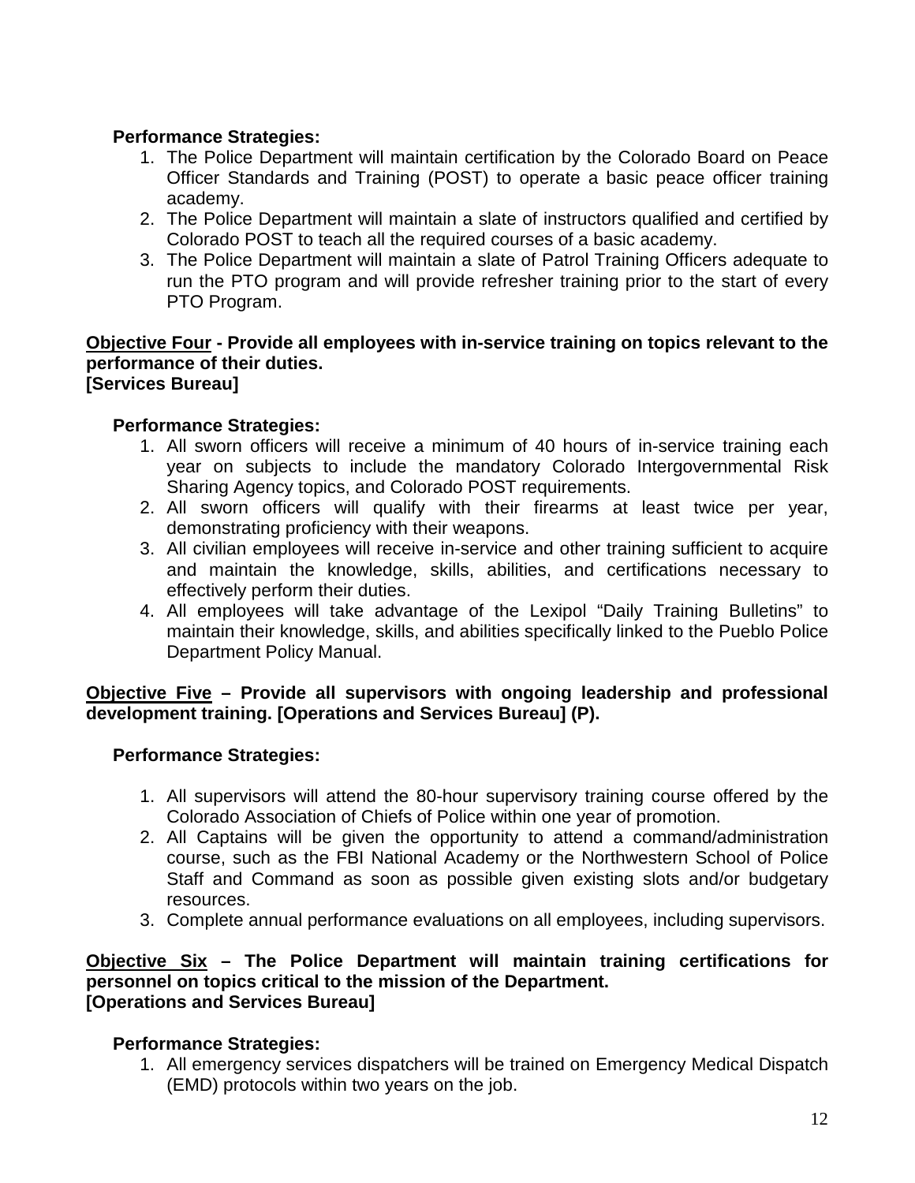**Performance Strategies:**

1. The Police Department will maintain certification by the Colorado Board on Peace Officer Standards and Training (POST) to operate a basic peace officer training academy.
2. The Police Department will maintain a slate of instructors qualified and certified by Colorado POST to teach all the required courses of a basic academy.
3. The Police Department will maintain a slate of Patrol Training Officers adequate to run the PTO program and will provide refresher training prior to the start of every PTO Program.

**<u>Objective Four</u> - Provide all employees with in-service training on topics relevant to the performance of their duties.**
**[Services Bureau]**

**Performance Strategies:**

1. All sworn officers will receive a minimum of 40 hours of in-service training each year on subjects to include the mandatory Colorado Intergovernmental Risk Sharing Agency topics, and Colorado POST requirements.
2. All sworn officers will qualify with their firearms at least twice per year, demonstrating proficiency with their weapons.
3. All civilian employees will receive in-service and other training sufficient to acquire and maintain the knowledge, skills, abilities, and certifications necessary to effectively perform their duties.
4. All employees will take advantage of the Lexipol "Daily Training Bulletins" to maintain their knowledge, skills, and abilities specifically linked to the Pueblo Police Department Policy Manual.

**<u>Objective Five</u> – Provide all supervisors with ongoing leadership and professional development training. [Operations and Services Bureau] (P).**

**Performance Strategies:**

1. All supervisors will attend the 80-hour supervisory training course offered by the Colorado Association of Chiefs of Police within one year of promotion.
2. All Captains will be given the opportunity to attend a command/administration course, such as the FBI National Academy or the Northwestern School of Police Staff and Command as soon as possible given existing slots and/or budgetary resources.
3. Complete annual performance evaluations on all employees, including supervisors.

**<u>Objective Six</u> – The Police Department will maintain training certifications for personnel on topics critical to the mission of the Department.**
**[Operations and Services Bureau]**

**Performance Strategies:**

1. All emergency services dispatchers will be trained on Emergency Medical Dispatch (EMD) protocols within two years on the job.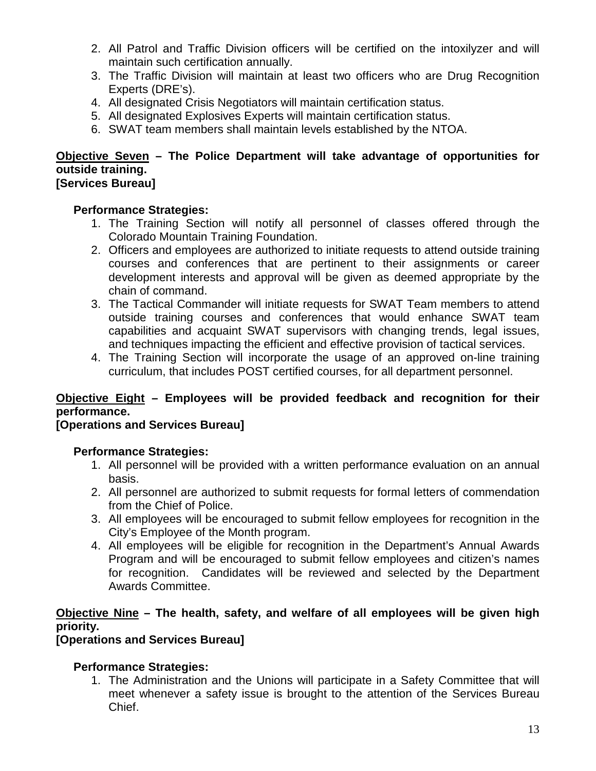2. All Patrol and Traffic Division officers will be certified on the intoxilyzer and will maintain such certification annually.
3. The Traffic Division will maintain at least two officers who are Drug Recognition Experts (DRE's).
4. All designated Crisis Negotiators will maintain certification status.
5. All designated Explosives Experts will maintain certification status.
6. SWAT team members shall maintain levels established by the NTOA.

**<u>Objective Seven</u> – The Police Department will take advantage of opportunities for outside training.**
**[Services Bureau]**

**Performance Strategies:**

1. The Training Section will notify all personnel of classes offered through the Colorado Mountain Training Foundation.
2. Officers and employees are authorized to initiate requests to attend outside training courses and conferences that are pertinent to their assignments or career development interests and approval will be given as deemed appropriate by the chain of command.
3. The Tactical Commander will initiate requests for SWAT Team members to attend outside training courses and conferences that would enhance SWAT team capabilities and acquaint SWAT supervisors with changing trends, legal issues, and techniques impacting the efficient and effective provision of tactical services.
4. The Training Section will incorporate the usage of an approved on-line training curriculum, that includes POST certified courses, for all department personnel.

**<u>Objective Eight</u> – Employees will be provided feedback and recognition for their performance.**
**[Operations and Services Bureau]**

**Performance Strategies:**

1. All personnel will be provided with a written performance evaluation on an annual basis.
2. All personnel are authorized to submit requests for formal letters of commendation from the Chief of Police.
3. All employees will be encouraged to submit fellow employees for recognition in the City's Employee of the Month program.
4. All employees will be eligible for recognition in the Department's Annual Awards Program and will be encouraged to submit fellow employees and citizen's names for recognition. Candidates will be reviewed and selected by the Department Awards Committee.

**<u>Objective Nine</u> – The health, safety, and welfare of all employees will be given high priority.**
**[Operations and Services Bureau]**

**Performance Strategies:**

1. The Administration and the Unions will participate in a Safety Committee that will meet whenever a safety issue is brought to the attention of the Services Bureau Chief.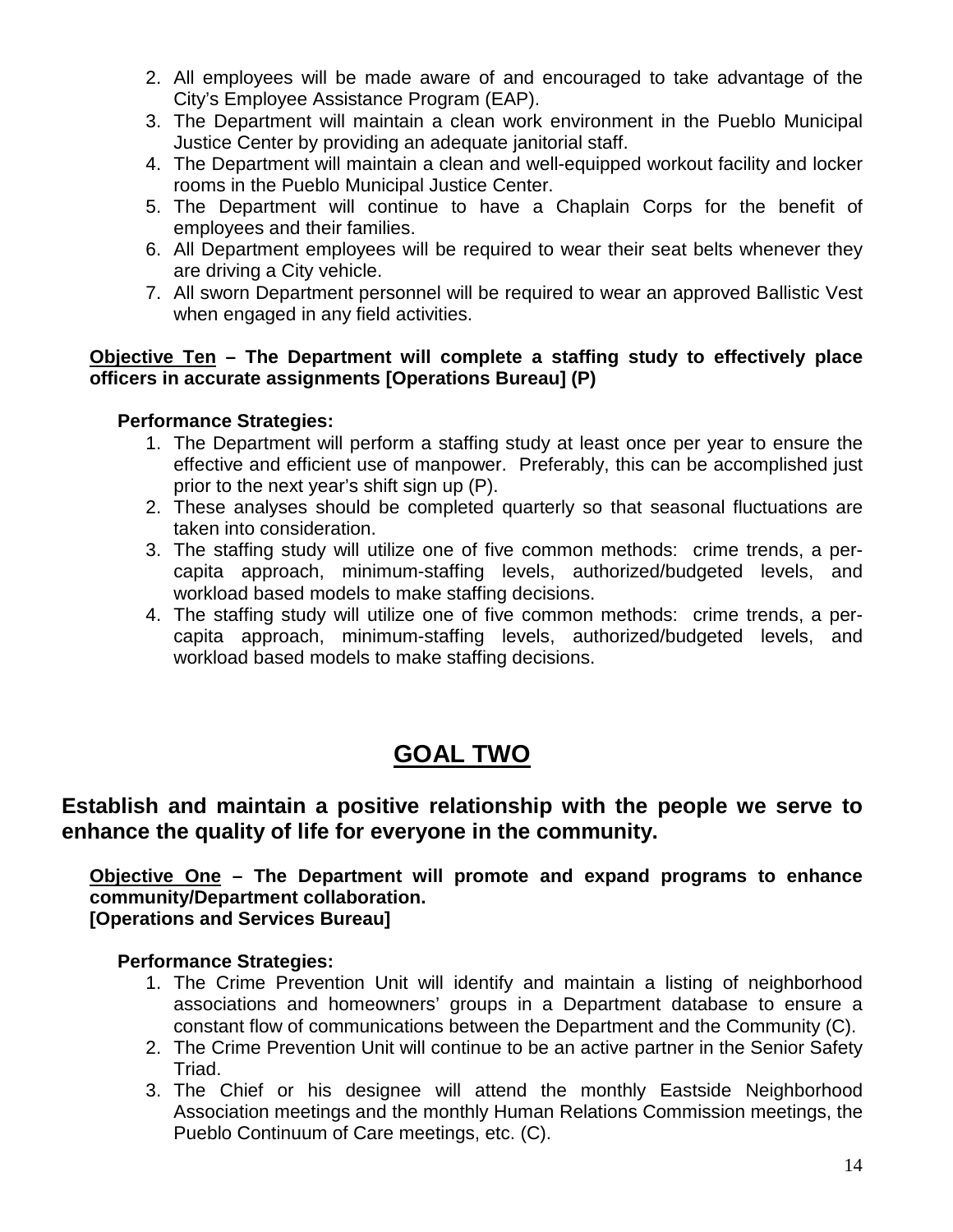2. All employees will be made aware of and encouraged to take advantage of the City's Employee Assistance Program (EAP).
3. The Department will maintain a clean work environment in the Pueblo Municipal Justice Center by providing an adequate janitorial staff.
4. The Department will maintain a clean and well-equipped workout facility and locker rooms in the Pueblo Municipal Justice Center.
5. The Department will continue to have a Chaplain Corps for the benefit of employees and their families.
6. All Department employees will be required to wear their seat belts whenever they are driving a City vehicle.
7. All sworn Department personnel will be required to wear an approved Ballistic Vest when engaged in any field activities.

**<u>Objective Ten</u> – The Department will complete a staffing study to effectively place officers in accurate assignments [Operations Bureau] (P)**

**Performance Strategies:**

1. The Department will perform a staffing study at least once per year to ensure the effective and efficient use of manpower. Preferably, this can be accomplished just prior to the next year's shift sign up (P).
2. These analyses should be completed quarterly so that seasonal fluctuations are taken into consideration.
3. The staffing study will utilize one of five common methods: crime trends, a per-capita approach, minimum-staffing levels, authorized/budgeted levels, and workload based models to make staffing decisions.
4. The staffing study will utilize one of five common methods: crime trends, a per-capita approach, minimum-staffing levels, authorized/budgeted levels, and workload based models to make staffing decisions.

# <u>GOAL TWO</u>

## Establish and maintain a positive relationship with the people we serve to enhance the quality of life for everyone in the community.

**<u>Objective One</u> – The Department will promote and expand programs to enhance community/Department collaboration.**
**[Operations and Services Bureau]**

**Performance Strategies:**

1. The Crime Prevention Unit will identify and maintain a listing of neighborhood associations and homeowners' groups in a Department database to ensure a constant flow of communications between the Department and the Community (C).
2. The Crime Prevention Unit will continue to be an active partner in the Senior Safety Triad.
3. The Chief or his designee will attend the monthly Eastside Neighborhood Association meetings and the monthly Human Relations Commission meetings, the Pueblo Continuum of Care meetings, etc. (C).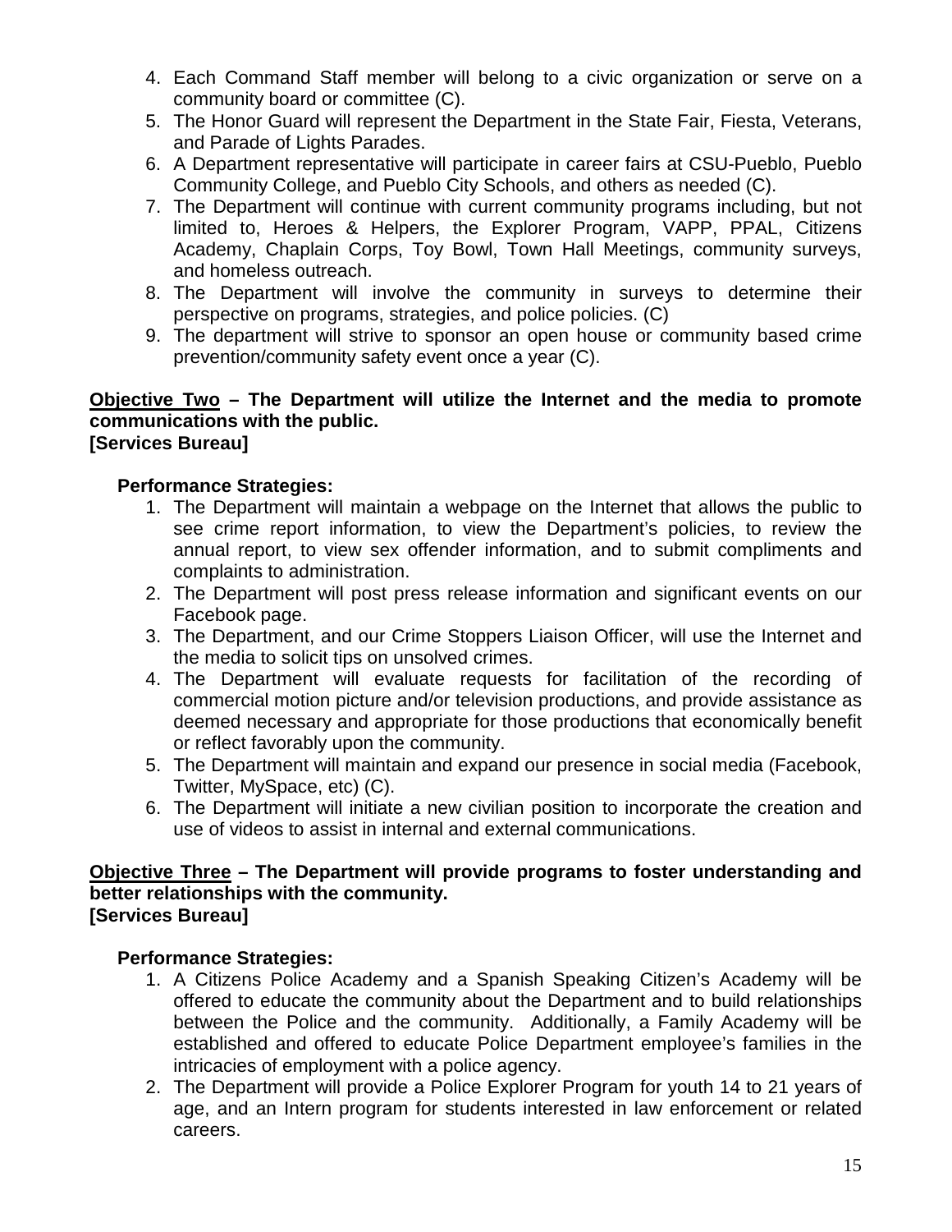4. Each Command Staff member will belong to a civic organization or serve on a community board or committee (C).
5. The Honor Guard will represent the Department in the State Fair, Fiesta, Veterans, and Parade of Lights Parades.
6. A Department representative will participate in career fairs at CSU-Pueblo, Pueblo Community College, and Pueblo City Schools, and others as needed (C).
7. The Department will continue with current community programs including, but not limited to, Heroes & Helpers, the Explorer Program, VAPP, PPAL, Citizens Academy, Chaplain Corps, Toy Bowl, Town Hall Meetings, community surveys, and homeless outreach.
8. The Department will involve the community in surveys to determine their perspective on programs, strategies, and police policies. (C)
9. The department will strive to sponsor an open house or community based crime prevention/community safety event once a year (C).

**Objective Two – The Department will utilize the Internet and the media to promote communications with the public.**
**[Services Bureau]**

**Performance Strategies:**

1. The Department will maintain a webpage on the Internet that allows the public to see crime report information, to view the Department's policies, to review the annual report, to view sex offender information, and to submit compliments and complaints to administration.
2. The Department will post press release information and significant events on our Facebook page.
3. The Department, and our Crime Stoppers Liaison Officer, will use the Internet and the media to solicit tips on unsolved crimes.
4. The Department will evaluate requests for facilitation of the recording of commercial motion picture and/or television productions, and provide assistance as deemed necessary and appropriate for those productions that economically benefit or reflect favorably upon the community.
5. The Department will maintain and expand our presence in social media (Facebook, Twitter, MySpace, etc) (C).
6. The Department will initiate a new civilian position to incorporate the creation and use of videos to assist in internal and external communications.

**Objective Three – The Department will provide programs to foster understanding and better relationships with the community.**
**[Services Bureau]**

**Performance Strategies:**

1. A Citizens Police Academy and a Spanish Speaking Citizen's Academy will be offered to educate the community about the Department and to build relationships between the Police and the community. Additionally, a Family Academy will be established and offered to educate Police Department employee's families in the intricacies of employment with a police agency.
2. The Department will provide a Police Explorer Program for youth 14 to 21 years of age, and an Intern program for students interested in law enforcement or related careers.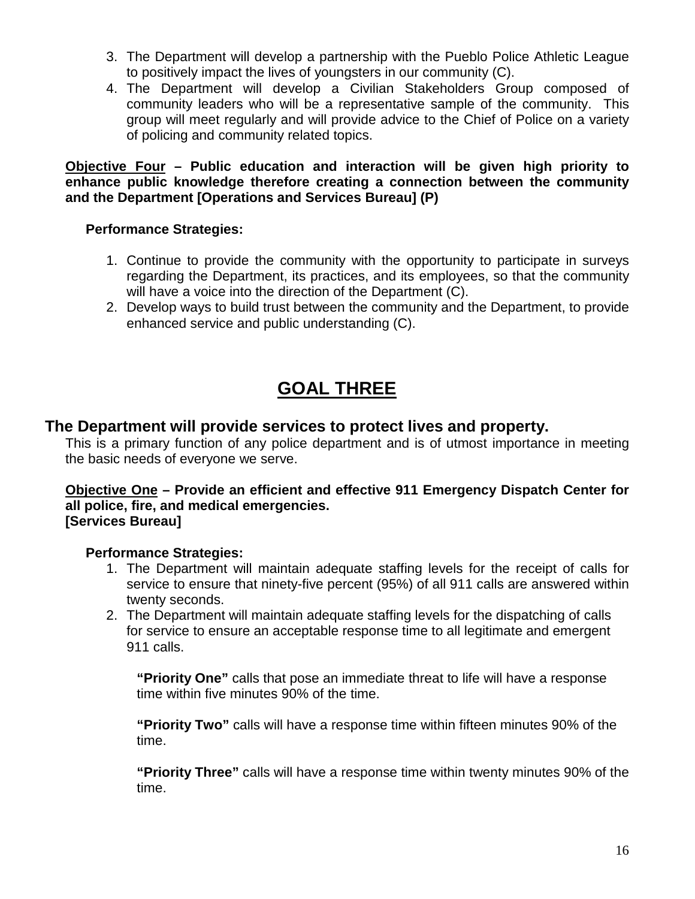3. The Department will develop a partnership with the Pueblo Police Athletic League to positively impact the lives of youngsters in our community (C).
4. The Department will develop a Civilian Stakeholders Group composed of community leaders who will be a representative sample of the community. This group will meet regularly and will provide advice to the Chief of Police on a variety of policing and community related topics.

**<u>Objective Four</u> – Public education and interaction will be given high priority to enhance public knowledge therefore creating a connection between the community and the Department [Operations and Services Bureau] (P)**

**Performance Strategies:**

1. Continue to provide the community with the opportunity to participate in surveys regarding the Department, its practices, and its employees, so that the community will have a voice into the direction of the Department (C).
2. Develop ways to build trust between the community and the Department, to provide enhanced service and public understanding (C).

# GOAL THREE

## The Department will provide services to protect lives and property.

This is a primary function of any police department and is of utmost importance in meeting the basic needs of everyone we serve.

**<u>Objective One</u> – Provide an efficient and effective 911 Emergency Dispatch Center for all police, fire, and medical emergencies. [Services Bureau]**

**Performance Strategies:**

1. The Department will maintain adequate staffing levels for the receipt of calls for service to ensure that ninety-five percent (95%) of all 911 calls are answered within twenty seconds.
2. The Department will maintain adequate staffing levels for the dispatching of calls for service to ensure an acceptable response time to all legitimate and emergent 911 calls.

   **"Priority One"** calls that pose an immediate threat to life will have a response time within five minutes 90% of the time.

   **"Priority Two"** calls will have a response time within fifteen minutes 90% of the time.

   **"Priority Three"** calls will have a response time within twenty minutes 90% of the time.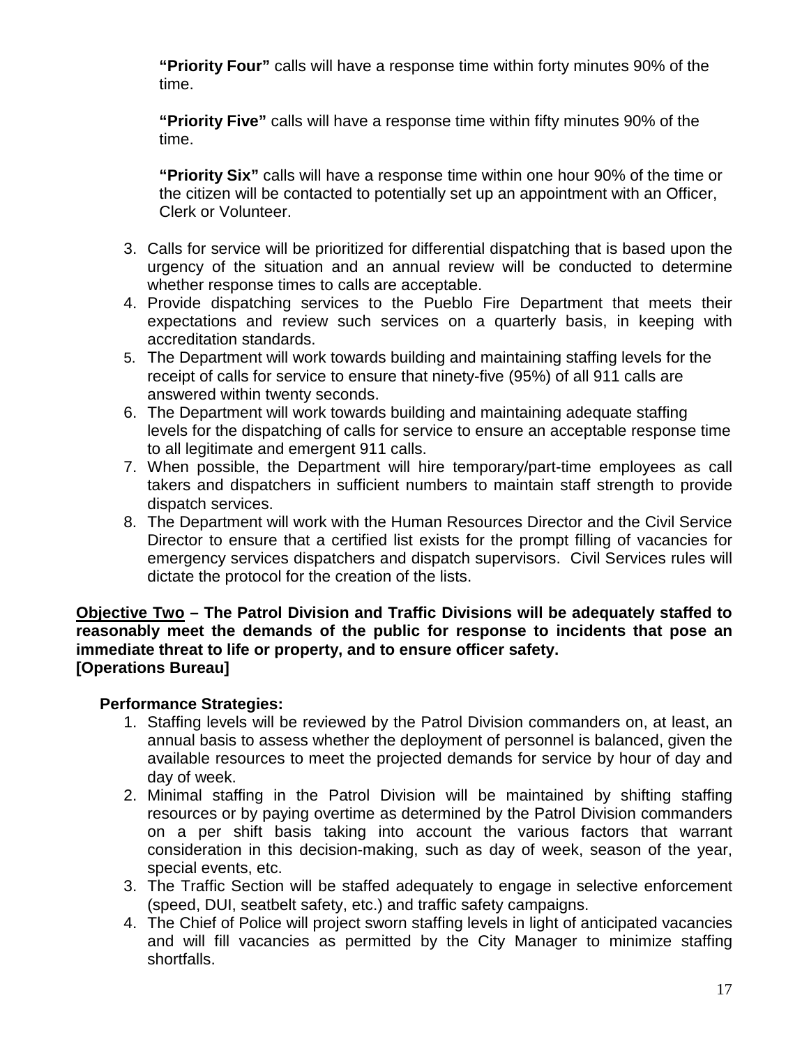**"Priority Four"** calls will have a response time within forty minutes 90% of the time.

**"Priority Five"** calls will have a response time within fifty minutes 90% of the time.

**"Priority Six"** calls will have a response time within one hour 90% of the time or the citizen will be contacted to potentially set up an appointment with an Officer, Clerk or Volunteer.

3. Calls for service will be prioritized for differential dispatching that is based upon the urgency of the situation and an annual review will be conducted to determine whether response times to calls are acceptable.
4. Provide dispatching services to the Pueblo Fire Department that meets their expectations and review such services on a quarterly basis, in keeping with accreditation standards.
5. The Department will work towards building and maintaining staffing levels for the receipt of calls for service to ensure that ninety-five (95%) of all 911 calls are answered within twenty seconds.
6. The Department will work towards building and maintaining adequate staffing levels for the dispatching of calls for service to ensure an acceptable response time to all legitimate and emergent 911 calls.
7. When possible, the Department will hire temporary/part-time employees as call takers and dispatchers in sufficient numbers to maintain staff strength to provide dispatch services.
8. The Department will work with the Human Resources Director and the Civil Service Director to ensure that a certified list exists for the prompt filling of vacancies for emergency services dispatchers and dispatch supervisors. Civil Services rules will dictate the protocol for the creation of the lists.

**<u>Objective Two</u> – The Patrol Division and Traffic Divisions will be adequately staffed to reasonably meet the demands of the public for response to incidents that pose an immediate threat to life or property, and to ensure officer safety.**
**[Operations Bureau]**

**Performance Strategies:**

1. Staffing levels will be reviewed by the Patrol Division commanders on, at least, an annual basis to assess whether the deployment of personnel is balanced, given the available resources to meet the projected demands for service by hour of day and day of week.
2. Minimal staffing in the Patrol Division will be maintained by shifting staffing resources or by paying overtime as determined by the Patrol Division commanders on a per shift basis taking into account the various factors that warrant consideration in this decision-making, such as day of week, season of the year, special events, etc.
3. The Traffic Section will be staffed adequately to engage in selective enforcement (speed, DUI, seatbelt safety, etc.) and traffic safety campaigns.
4. The Chief of Police will project sworn staffing levels in light of anticipated vacancies and will fill vacancies as permitted by the City Manager to minimize staffing shortfalls.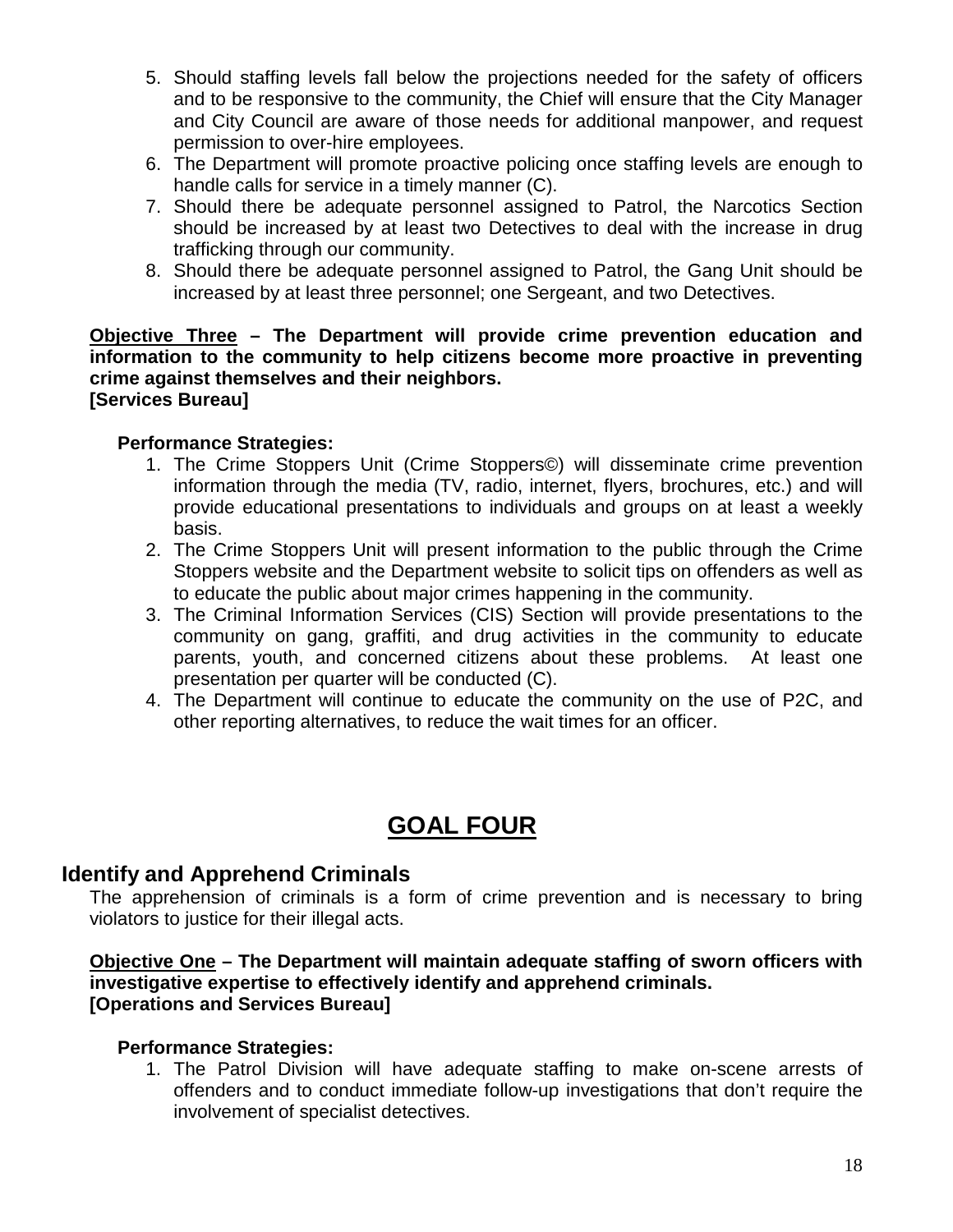5. Should staffing levels fall below the projections needed for the safety of officers and to be responsive to the community, the Chief will ensure that the City Manager and City Council are aware of those needs for additional manpower, and request permission to over-hire employees.
6. The Department will promote proactive policing once staffing levels are enough to handle calls for service in a timely manner (C).
7. Should there be adequate personnel assigned to Patrol, the Narcotics Section should be increased by at least two Detectives to deal with the increase in drug trafficking through our community.
8. Should there be adequate personnel assigned to Patrol, the Gang Unit should be increased by at least three personnel; one Sergeant, and two Detectives.

**<u>Objective Three</u> – The Department will provide crime prevention education and information to the community to help citizens become more proactive in preventing crime against themselves and their neighbors.**
**[Services Bureau]**

**Performance Strategies:**

1. The Crime Stoppers Unit (Crime Stoppers©) will disseminate crime prevention information through the media (TV, radio, internet, flyers, brochures, etc.) and will provide educational presentations to individuals and groups on at least a weekly basis.
2. The Crime Stoppers Unit will present information to the public through the Crime Stoppers website and the Department website to solicit tips on offenders as well as to educate the public about major crimes happening in the community.
3. The Criminal Information Services (CIS) Section will provide presentations to the community on gang, graffiti, and drug activities in the community to educate parents, youth, and concerned citizens about these problems. At least one presentation per quarter will be conducted (C).
4. The Department will continue to educate the community on the use of P2C, and other reporting alternatives, to reduce the wait times for an officer.

# GOAL FOUR

## Identify and Apprehend Criminals

The apprehension of criminals is a form of crime prevention and is necessary to bring violators to justice for their illegal acts.

**<u>Objective One</u> – The Department will maintain adequate staffing of sworn officers with investigative expertise to effectively identify and apprehend criminals.**
**[Operations and Services Bureau]**

**Performance Strategies:**

1. The Patrol Division will have adequate staffing to make on-scene arrests of offenders and to conduct immediate follow-up investigations that don't require the involvement of specialist detectives.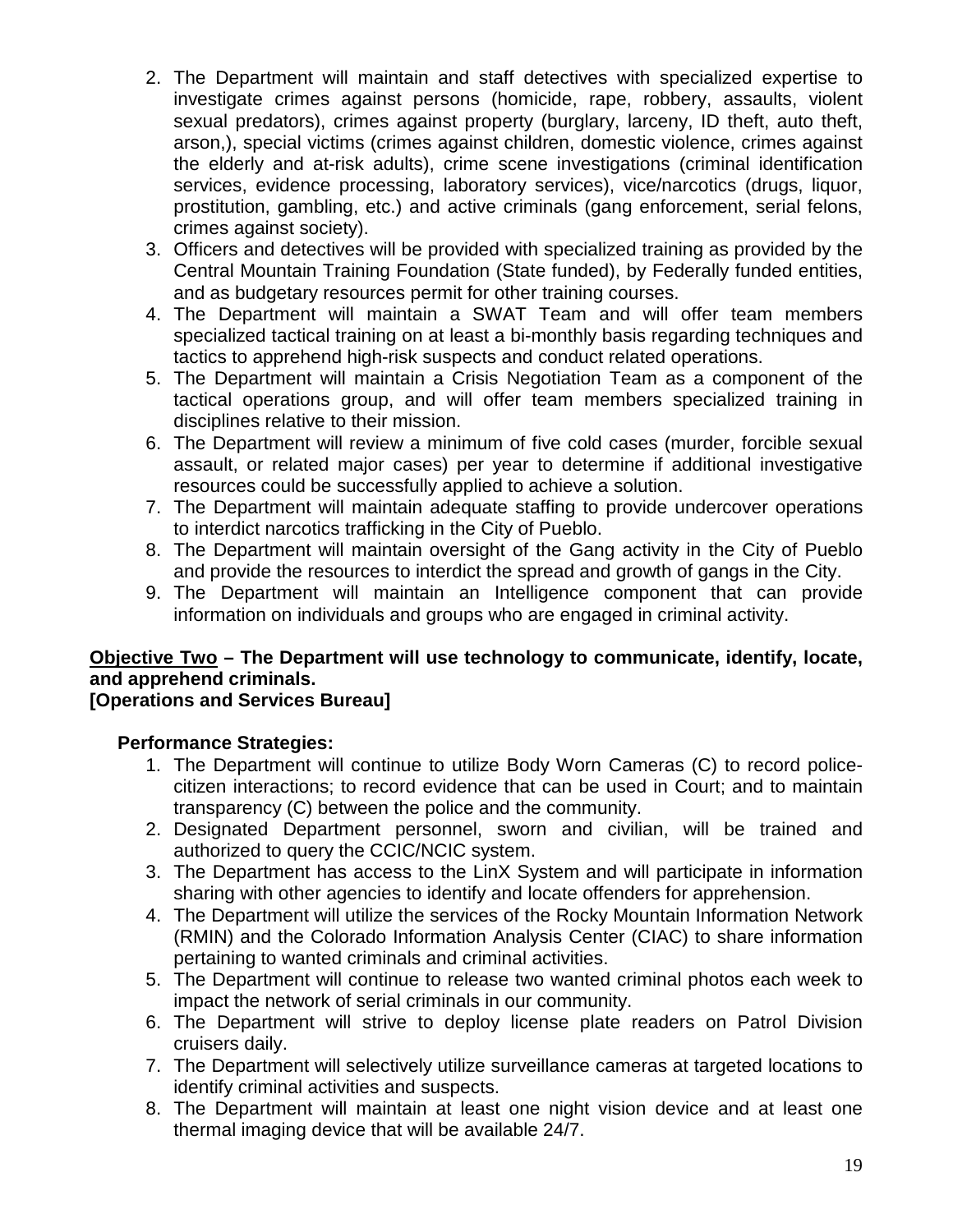2. The Department will maintain and staff detectives with specialized expertise to investigate crimes against persons (homicide, rape, robbery, assaults, violent sexual predators), crimes against property (burglary, larceny, ID theft, auto theft, arson,), special victims (crimes against children, domestic violence, crimes against the elderly and at-risk adults), crime scene investigations (criminal identification services, evidence processing, laboratory services), vice/narcotics (drugs, liquor, prostitution, gambling, etc.) and active criminals (gang enforcement, serial felons, crimes against society).
3. Officers and detectives will be provided with specialized training as provided by the Central Mountain Training Foundation (State funded), by Federally funded entities, and as budgetary resources permit for other training courses.
4. The Department will maintain a SWAT Team and will offer team members specialized tactical training on at least a bi-monthly basis regarding techniques and tactics to apprehend high-risk suspects and conduct related operations.
5. The Department will maintain a Crisis Negotiation Team as a component of the tactical operations group, and will offer team members specialized training in disciplines relative to their mission.
6. The Department will review a minimum of five cold cases (murder, forcible sexual assault, or related major cases) per year to determine if additional investigative resources could be successfully applied to achieve a solution.
7. The Department will maintain adequate staffing to provide undercover operations to interdict narcotics trafficking in the City of Pueblo.
8. The Department will maintain oversight of the Gang activity in the City of Pueblo and provide the resources to interdict the spread and growth of gangs in the City.
9. The Department will maintain an Intelligence component that can provide information on individuals and groups who are engaged in criminal activity.

**<u>Objective Two</u> – The Department will use technology to communicate, identify, locate, and apprehend criminals.**
**[Operations and Services Bureau]**

**Performance Strategies:**

1. The Department will continue to utilize Body Worn Cameras (C) to record police-citizen interactions; to record evidence that can be used in Court; and to maintain transparency (C) between the police and the community.
2. Designated Department personnel, sworn and civilian, will be trained and authorized to query the CCIC/NCIC system.
3. The Department has access to the LinX System and will participate in information sharing with other agencies to identify and locate offenders for apprehension.
4. The Department will utilize the services of the Rocky Mountain Information Network (RMIN) and the Colorado Information Analysis Center (CIAC) to share information pertaining to wanted criminals and criminal activities.
5. The Department will continue to release two wanted criminal photos each week to impact the network of serial criminals in our community.
6. The Department will strive to deploy license plate readers on Patrol Division cruisers daily.
7. The Department will selectively utilize surveillance cameras at targeted locations to identify criminal activities and suspects.
8. The Department will maintain at least one night vision device and at least one thermal imaging device that will be available 24/7.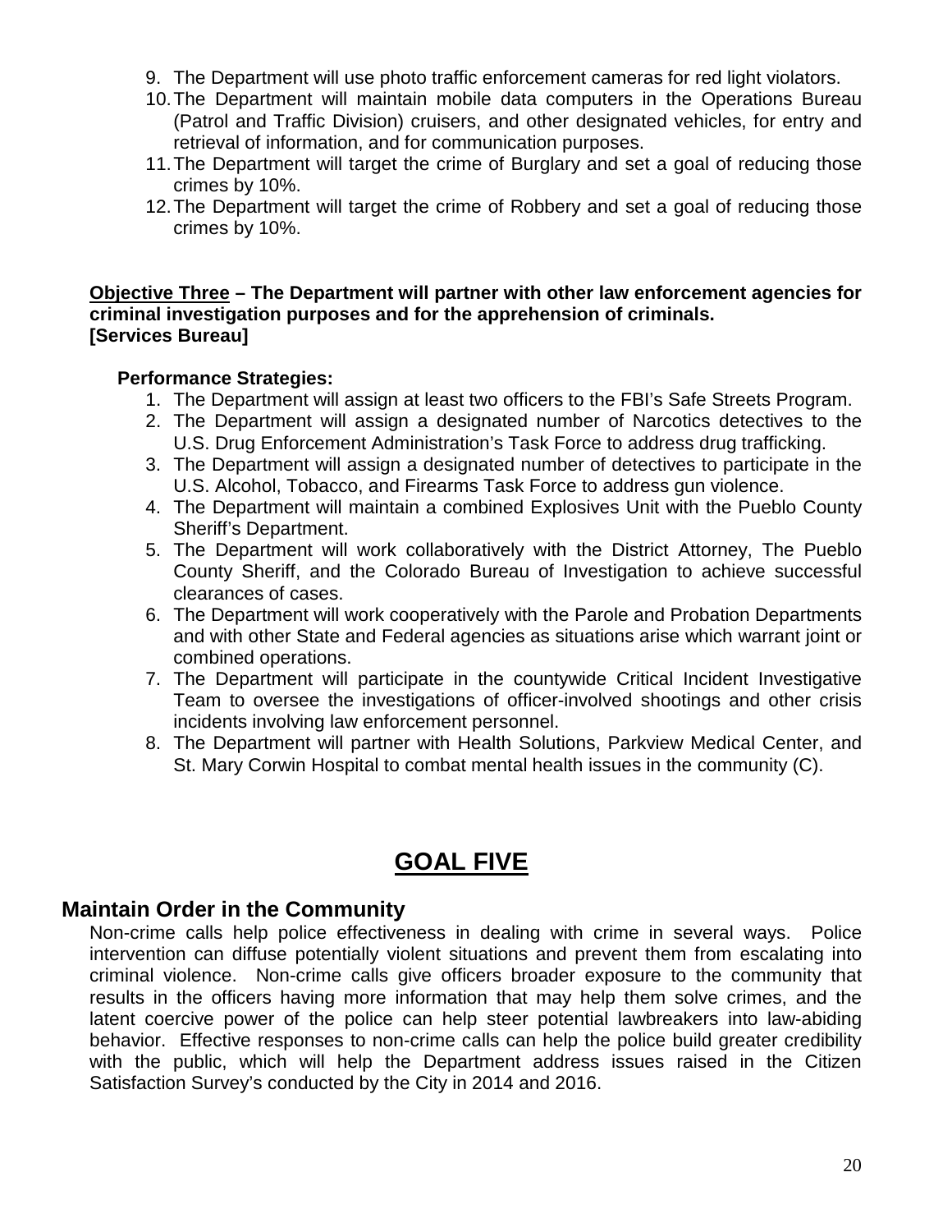9. The Department will use photo traffic enforcement cameras for red light violators.
10. The Department will maintain mobile data computers in the Operations Bureau (Patrol and Traffic Division) cruisers, and other designated vehicles, for entry and retrieval of information, and for communication purposes.
11. The Department will target the crime of Burglary and set a goal of reducing those crimes by 10%.
12. The Department will target the crime of Robbery and set a goal of reducing those crimes by 10%.

**Objective Three – The Department will partner with other law enforcement agencies for criminal investigation purposes and for the apprehension of criminals.**
**[Services Bureau]**

**Performance Strategies:**

1. The Department will assign at least two officers to the FBI's Safe Streets Program.
2. The Department will assign a designated number of Narcotics detectives to the U.S. Drug Enforcement Administration's Task Force to address drug trafficking.
3. The Department will assign a designated number of detectives to participate in the U.S. Alcohol, Tobacco, and Firearms Task Force to address gun violence.
4. The Department will maintain a combined Explosives Unit with the Pueblo County Sheriff's Department.
5. The Department will work collaboratively with the District Attorney, The Pueblo County Sheriff, and the Colorado Bureau of Investigation to achieve successful clearances of cases.
6. The Department will work cooperatively with the Parole and Probation Departments and with other State and Federal agencies as situations arise which warrant joint or combined operations.
7. The Department will participate in the countywide Critical Incident Investigative Team to oversee the investigations of officer-involved shootings and other crisis incidents involving law enforcement personnel.
8. The Department will partner with Health Solutions, Parkview Medical Center, and St. Mary Corwin Hospital to combat mental health issues in the community (C).

# GOAL FIVE

## Maintain Order in the Community

Non-crime calls help police effectiveness in dealing with crime in several ways. Police intervention can diffuse potentially violent situations and prevent them from escalating into criminal violence. Non-crime calls give officers broader exposure to the community that results in the officers having more information that may help them solve crimes, and the latent coercive power of the police can help steer potential lawbreakers into law-abiding behavior. Effective responses to non-crime calls can help the police build greater credibility with the public, which will help the Department address issues raised in the Citizen Satisfaction Survey's conducted by the City in 2014 and 2016.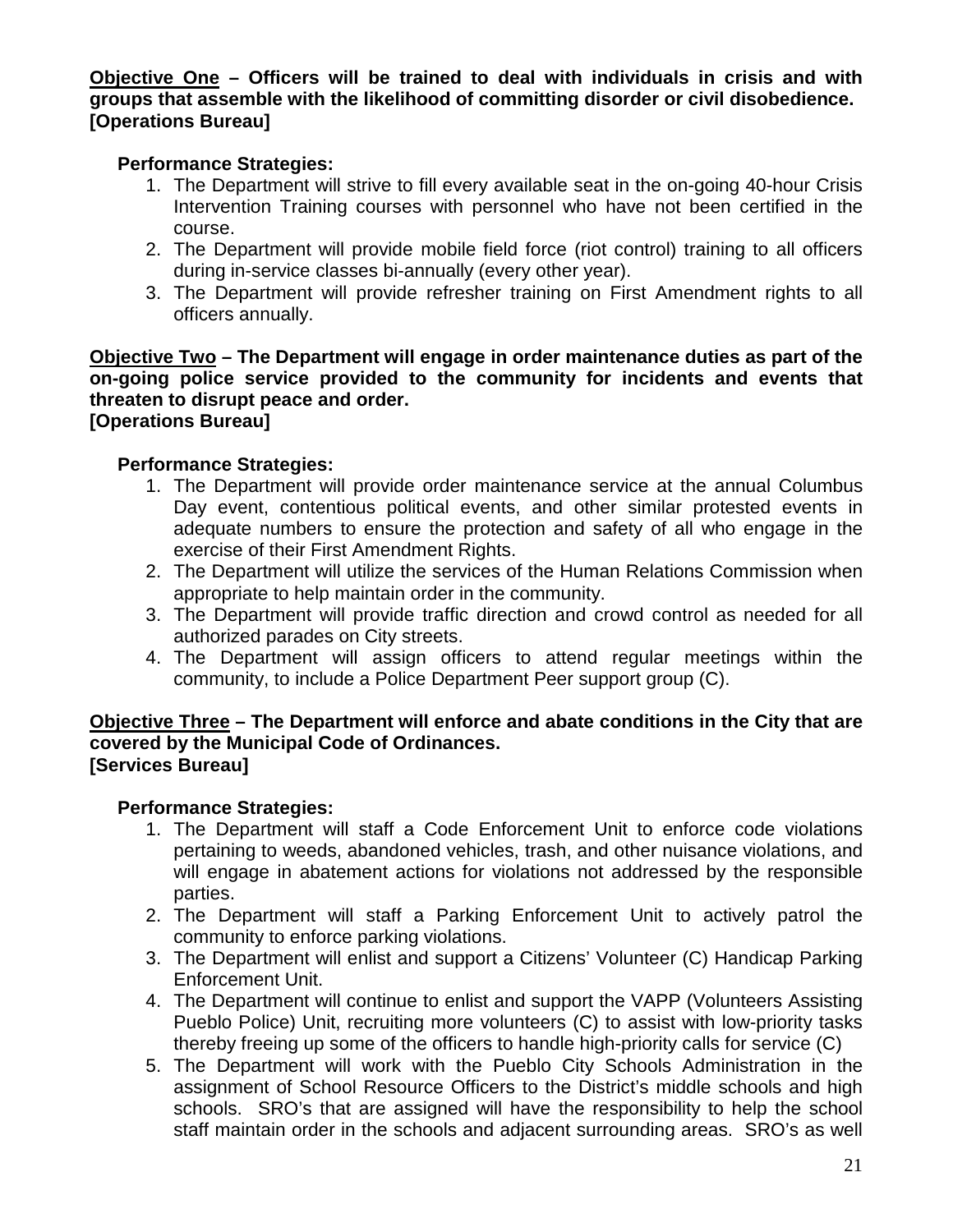**Objective One – Officers will be trained to deal with individuals in crisis and with groups that assemble with the likelihood of committing disorder or civil disobedience. [Operations Bureau]**

**Performance Strategies:**

1. The Department will strive to fill every available seat in the on-going 40-hour Crisis Intervention Training courses with personnel who have not been certified in the course.
2. The Department will provide mobile field force (riot control) training to all officers during in-service classes bi-annually (every other year).
3. The Department will provide refresher training on First Amendment rights to all officers annually.

**Objective Two – The Department will engage in order maintenance duties as part of the on-going police service provided to the community for incidents and events that threaten to disrupt peace and order. [Operations Bureau]**

**Performance Strategies:**

1. The Department will provide order maintenance service at the annual Columbus Day event, contentious political events, and other similar protested events in adequate numbers to ensure the protection and safety of all who engage in the exercise of their First Amendment Rights.
2. The Department will utilize the services of the Human Relations Commission when appropriate to help maintain order in the community.
3. The Department will provide traffic direction and crowd control as needed for all authorized parades on City streets.
4. The Department will assign officers to attend regular meetings within the community, to include a Police Department Peer support group (C).

**Objective Three – The Department will enforce and abate conditions in the City that are covered by the Municipal Code of Ordinances. [Services Bureau]**

**Performance Strategies:**

1. The Department will staff a Code Enforcement Unit to enforce code violations pertaining to weeds, abandoned vehicles, trash, and other nuisance violations, and will engage in abatement actions for violations not addressed by the responsible parties.
2. The Department will staff a Parking Enforcement Unit to actively patrol the community to enforce parking violations.
3. The Department will enlist and support a Citizens' Volunteer (C) Handicap Parking Enforcement Unit.
4. The Department will continue to enlist and support the VAPP (Volunteers Assisting Pueblo Police) Unit, recruiting more volunteers (C) to assist with low-priority tasks thereby freeing up some of the officers to handle high-priority calls for service (C)
5. The Department will work with the Pueblo City Schools Administration in the assignment of School Resource Officers to the District's middle schools and high schools. SRO's that are assigned will have the responsibility to help the school staff maintain order in the schools and adjacent surrounding areas. SRO's as well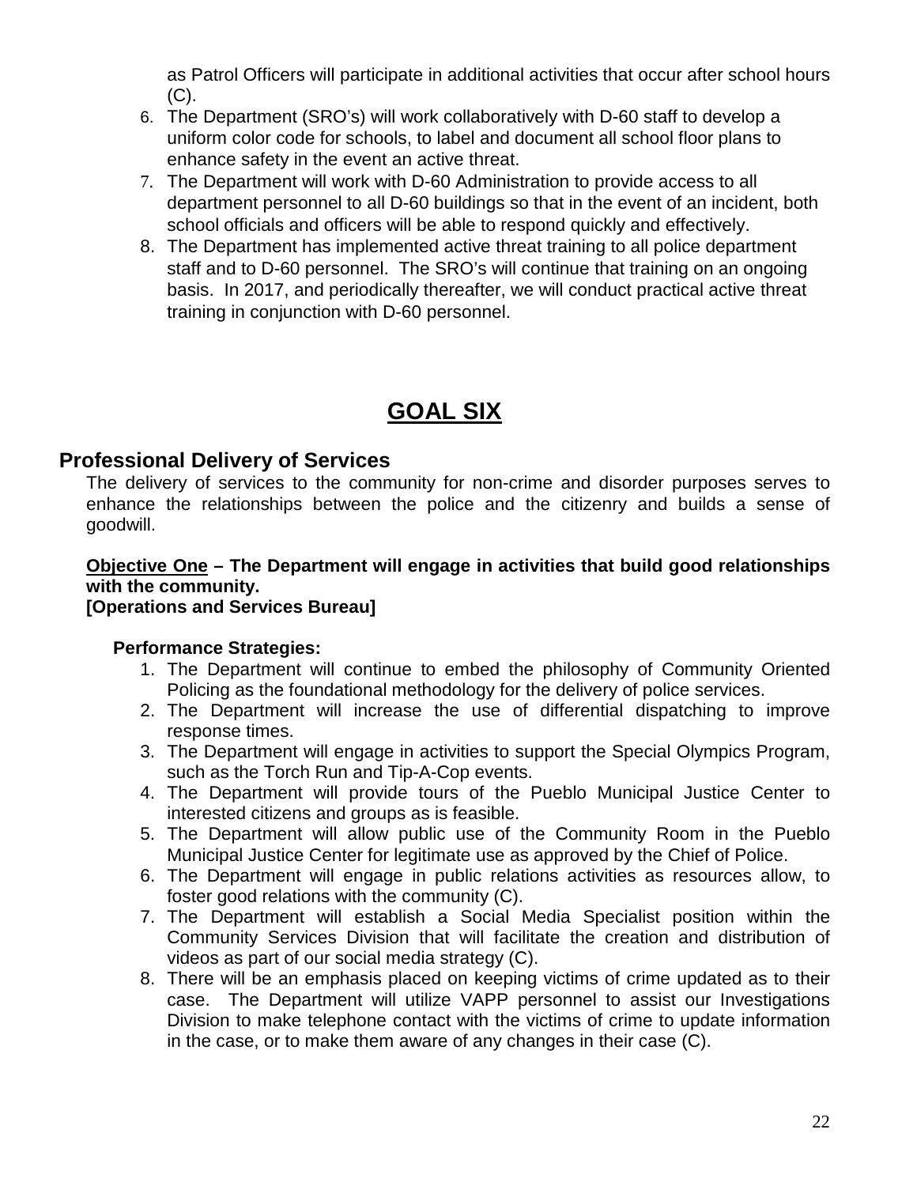as Patrol Officers will participate in additional activities that occur after school hours (C).

6. The Department (SRO's) will work collaboratively with D-60 staff to develop a uniform color code for schools, to label and document all school floor plans to enhance safety in the event an active threat.
7. The Department will work with D-60 Administration to provide access to all department personnel to all D-60 buildings so that in the event of an incident, both school officials and officers will be able to respond quickly and effectively.
8. The Department has implemented active threat training to all police department staff and to D-60 personnel. The SRO's will continue that training on an ongoing basis. In 2017, and periodically thereafter, we will conduct practical active threat training in conjunction with D-60 personnel.

# GOAL SIX

## Professional Delivery of Services

The delivery of services to the community for non-crime and disorder purposes serves to enhance the relationships between the police and the citizenry and builds a sense of goodwill.

**Objective One – The Department will engage in activities that build good relationships with the community.**
**[Operations and Services Bureau]**

**Performance Strategies:**

1. The Department will continue to embed the philosophy of Community Oriented Policing as the foundational methodology for the delivery of police services.
2. The Department will increase the use of differential dispatching to improve response times.
3. The Department will engage in activities to support the Special Olympics Program, such as the Torch Run and Tip-A-Cop events.
4. The Department will provide tours of the Pueblo Municipal Justice Center to interested citizens and groups as is feasible.
5. The Department will allow public use of the Community Room in the Pueblo Municipal Justice Center for legitimate use as approved by the Chief of Police.
6. The Department will engage in public relations activities as resources allow, to foster good relations with the community (C).
7. The Department will establish a Social Media Specialist position within the Community Services Division that will facilitate the creation and distribution of videos as part of our social media strategy (C).
8. There will be an emphasis placed on keeping victims of crime updated as to their case. The Department will utilize VAPP personnel to assist our Investigations Division to make telephone contact with the victims of crime to update information in the case, or to make them aware of any changes in their case (C).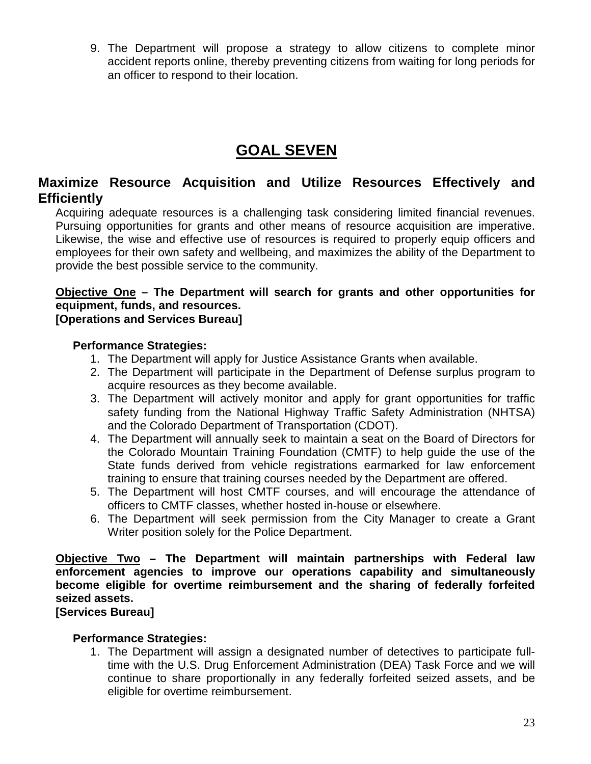9. The Department will propose a strategy to allow citizens to complete minor accident reports online, thereby preventing citizens from waiting for long periods for an officer to respond to their location.

# GOAL SEVEN

## Maximize Resource Acquisition and Utilize Resources Effectively and Efficiently

Acquiring adequate resources is a challenging task considering limited financial revenues. Pursuing opportunities for grants and other means of resource acquisition are imperative. Likewise, the wise and effective use of resources is required to properly equip officers and employees for their own safety and wellbeing, and maximizes the ability of the Department to provide the best possible service to the community.

**Objective One – The Department will search for grants and other opportunities for equipment, funds, and resources.**
**[Operations and Services Bureau]**

**Performance Strategies:**

1. The Department will apply for Justice Assistance Grants when available.
2. The Department will participate in the Department of Defense surplus program to acquire resources as they become available.
3. The Department will actively monitor and apply for grant opportunities for traffic safety funding from the National Highway Traffic Safety Administration (NHTSA) and the Colorado Department of Transportation (CDOT).
4. The Department will annually seek to maintain a seat on the Board of Directors for the Colorado Mountain Training Foundation (CMTF) to help guide the use of the State funds derived from vehicle registrations earmarked for law enforcement training to ensure that training courses needed by the Department are offered.
5. The Department will host CMTF courses, and will encourage the attendance of officers to CMTF classes, whether hosted in-house or elsewhere.
6. The Department will seek permission from the City Manager to create a Grant Writer position solely for the Police Department.

**Objective Two – The Department will maintain partnerships with Federal law enforcement agencies to improve our operations capability and simultaneously become eligible for overtime reimbursement and the sharing of federally forfeited seized assets.**
**[Services Bureau]**

**Performance Strategies:**

1. The Department will assign a designated number of detectives to participate full-time with the U.S. Drug Enforcement Administration (DEA) Task Force and we will continue to share proportionally in any federally forfeited seized assets, and be eligible for overtime reimbursement.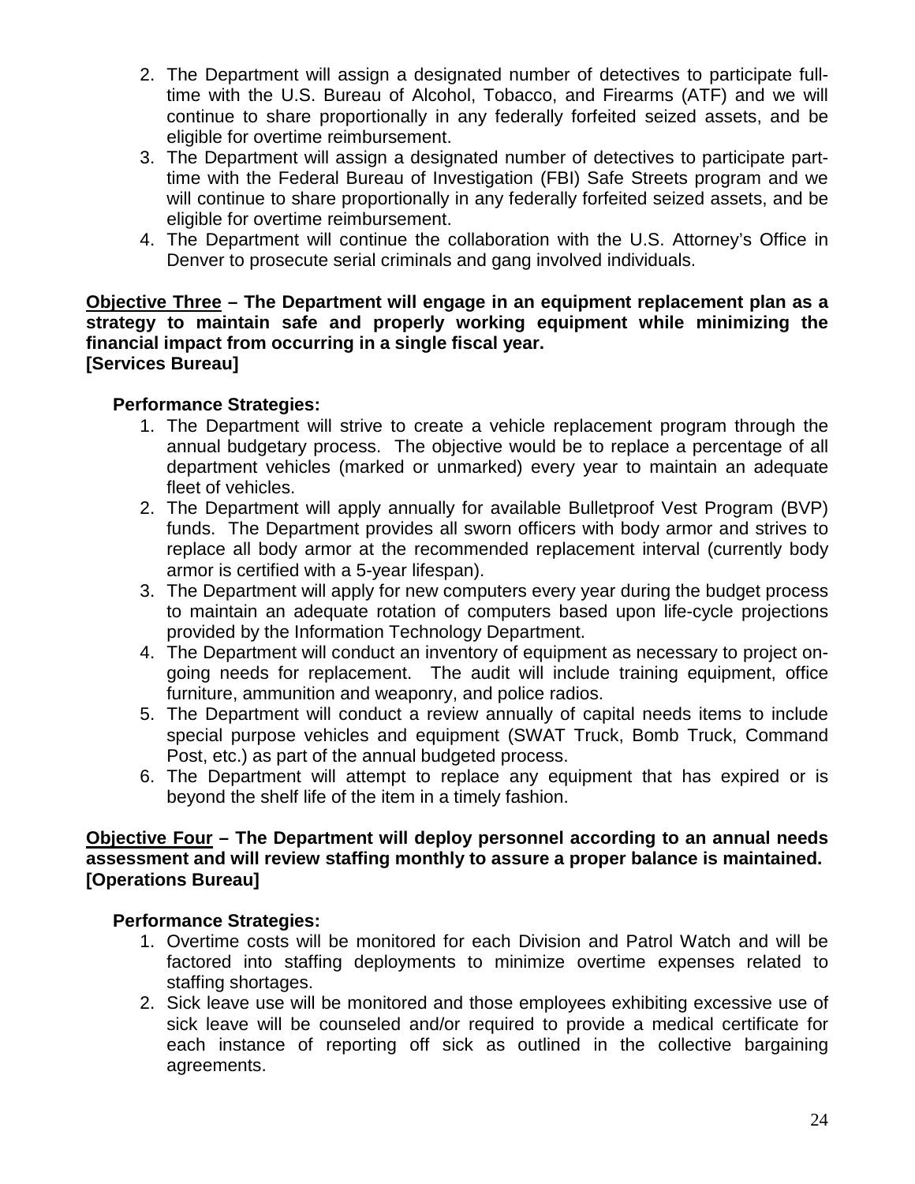2. The Department will assign a designated number of detectives to participate full-time with the U.S. Bureau of Alcohol, Tobacco, and Firearms (ATF) and we will continue to share proportionally in any federally forfeited seized assets, and be eligible for overtime reimbursement.
3. The Department will assign a designated number of detectives to participate part-time with the Federal Bureau of Investigation (FBI) Safe Streets program and we will continue to share proportionally in any federally forfeited seized assets, and be eligible for overtime reimbursement.
4. The Department will continue the collaboration with the U.S. Attorney's Office in Denver to prosecute serial criminals and gang involved individuals.

**<u>Objective Three</u> – The Department will engage in an equipment replacement plan as a strategy to maintain safe and properly working equipment while minimizing the financial impact from occurring in a single fiscal year.**
**[Services Bureau]**

**Performance Strategies:**

1. The Department will strive to create a vehicle replacement program through the annual budgetary process. The objective would be to replace a percentage of all department vehicles (marked or unmarked) every year to maintain an adequate fleet of vehicles.
2. The Department will apply annually for available Bulletproof Vest Program (BVP) funds. The Department provides all sworn officers with body armor and strives to replace all body armor at the recommended replacement interval (currently body armor is certified with a 5-year lifespan).
3. The Department will apply for new computers every year during the budget process to maintain an adequate rotation of computers based upon life-cycle projections provided by the Information Technology Department.
4. The Department will conduct an inventory of equipment as necessary to project on-going needs for replacement. The audit will include training equipment, office furniture, ammunition and weaponry, and police radios.
5. The Department will conduct a review annually of capital needs items to include special purpose vehicles and equipment (SWAT Truck, Bomb Truck, Command Post, etc.) as part of the annual budgeted process.
6. The Department will attempt to replace any equipment that has expired or is beyond the shelf life of the item in a timely fashion.

**<u>Objective Four</u> – The Department will deploy personnel according to an annual needs assessment and will review staffing monthly to assure a proper balance is maintained.**
**[Operations Bureau]**

**Performance Strategies:**

1. Overtime costs will be monitored for each Division and Patrol Watch and will be factored into staffing deployments to minimize overtime expenses related to staffing shortages.
2. Sick leave use will be monitored and those employees exhibiting excessive use of sick leave will be counseled and/or required to provide a medical certificate for each instance of reporting off sick as outlined in the collective bargaining agreements.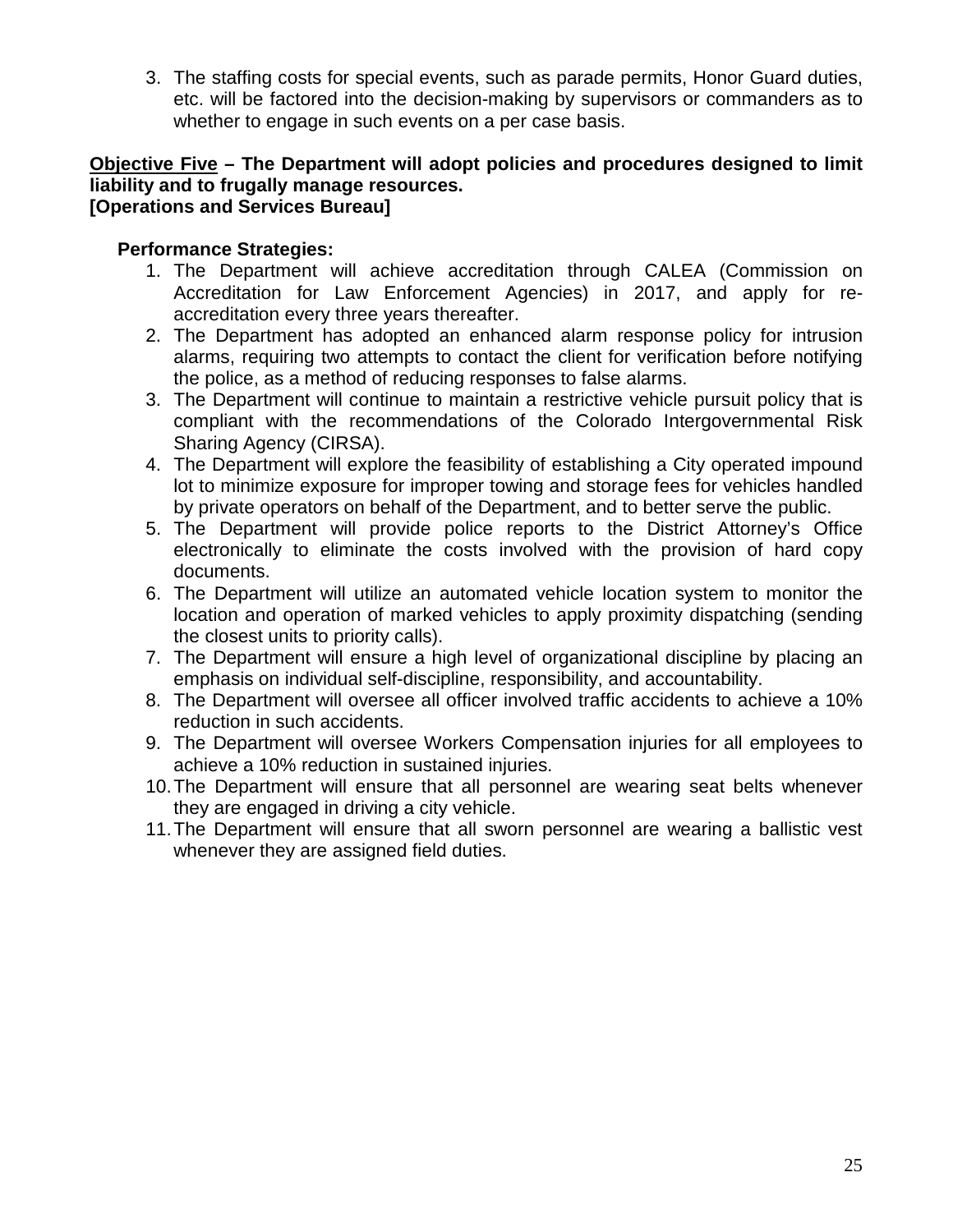3. The staffing costs for special events, such as parade permits, Honor Guard duties, etc. will be factored into the decision-making by supervisors or commanders as to whether to engage in such events on a per case basis.

**Objective Five – The Department will adopt policies and procedures designed to limit liability and to frugally manage resources.**
**[Operations and Services Bureau]**

**Performance Strategies:**

1. The Department will achieve accreditation through CALEA (Commission on Accreditation for Law Enforcement Agencies) in 2017, and apply for re-accreditation every three years thereafter.
2. The Department has adopted an enhanced alarm response policy for intrusion alarms, requiring two attempts to contact the client for verification before notifying the police, as a method of reducing responses to false alarms.
3. The Department will continue to maintain a restrictive vehicle pursuit policy that is compliant with the recommendations of the Colorado Intergovernmental Risk Sharing Agency (CIRSA).
4. The Department will explore the feasibility of establishing a City operated impound lot to minimize exposure for improper towing and storage fees for vehicles handled by private operators on behalf of the Department, and to better serve the public.
5. The Department will provide police reports to the District Attorney's Office electronically to eliminate the costs involved with the provision of hard copy documents.
6. The Department will utilize an automated vehicle location system to monitor the location and operation of marked vehicles to apply proximity dispatching (sending the closest units to priority calls).
7. The Department will ensure a high level of organizational discipline by placing an emphasis on individual self-discipline, responsibility, and accountability.
8. The Department will oversee all officer involved traffic accidents to achieve a 10% reduction in such accidents.
9. The Department will oversee Workers Compensation injuries for all employees to achieve a 10% reduction in sustained injuries.
10. The Department will ensure that all personnel are wearing seat belts whenever they are engaged in driving a city vehicle.
11. The Department will ensure that all sworn personnel are wearing a ballistic vest whenever they are assigned field duties.